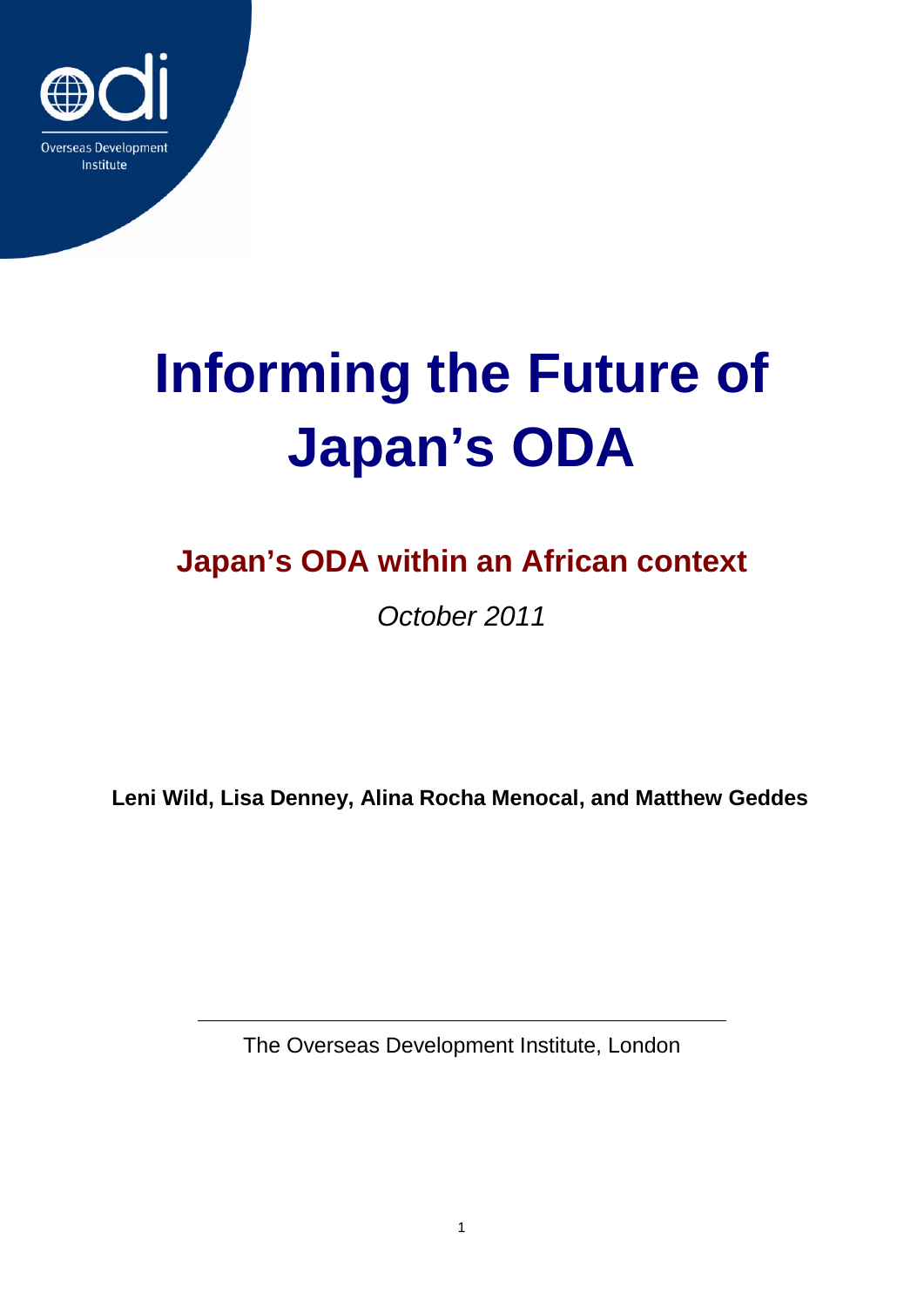# Informing the Future of Japan's ODA

## Japan's ODA within an African context

*October 2011*

**Leni Wild, Lisa Denney, Alina Rocha Menocal, and Matthew Geddes**

---

The Overseas Development Institute, London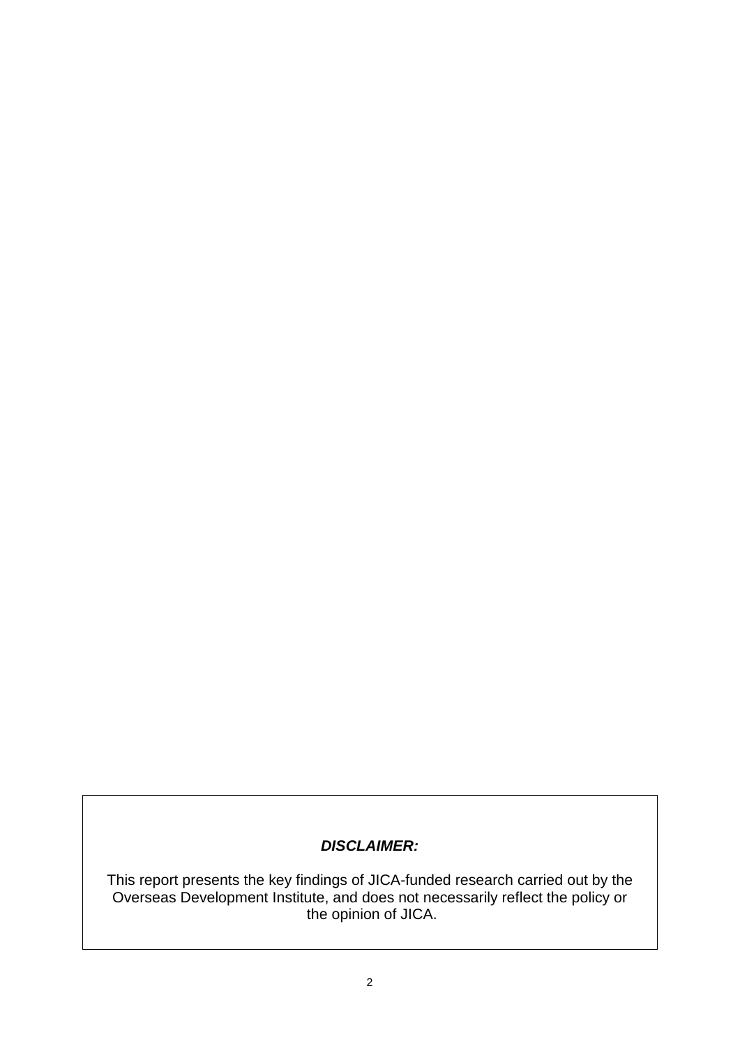***DISCLAIMER:***

This report presents the key findings of JICA-funded research carried out by the Overseas Development Institute, and does not necessarily reflect the policy or the opinion of JICA.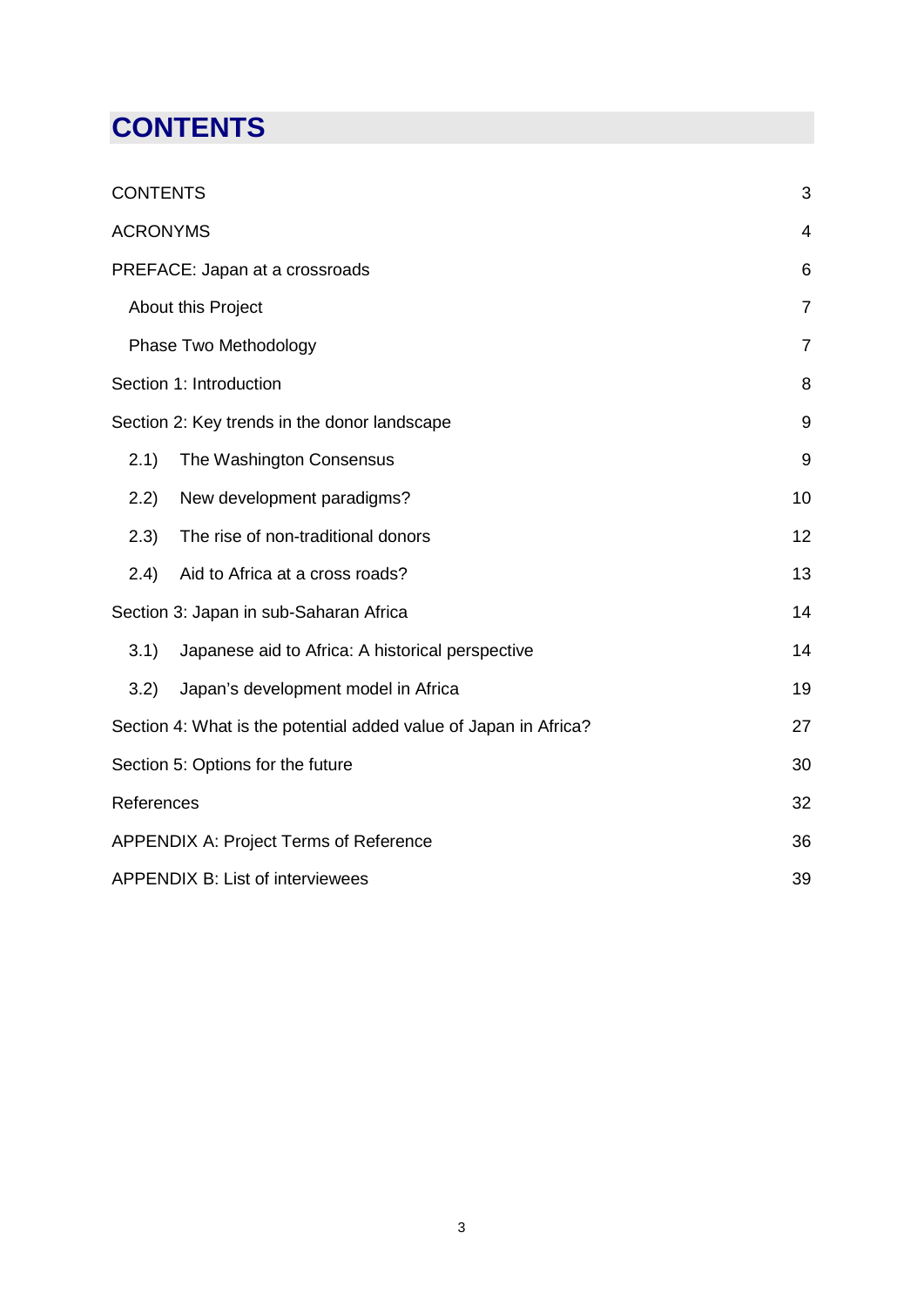# CONTENTS

| | |
|---|---|
| CONTENTS | 3 |
| ACRONYMS | 4 |
| PREFACE: Japan at a crossroads | 6 |
| About this Project | 7 |
| Phase Two Methodology | 7 |
| Section 1: Introduction | 8 |
| Section 2: Key trends in the donor landscape | 9 |
| 2.1) The Washington Consensus | 9 |
| 2.2) New development paradigms? | 10 |
| 2.3) The rise of non-traditional donors | 12 |
| 2.4) Aid to Africa at a cross roads? | 13 |
| Section 3: Japan in sub-Saharan Africa | 14 |
| 3.1) Japanese aid to Africa: A historical perspective | 14 |
| 3.2) Japan's development model in Africa | 19 |
| Section 4: What is the potential added value of Japan in Africa? | 27 |
| Section 5: Options for the future | 30 |
| References | 32 |
| APPENDIX A: Project Terms of Reference | 36 |
| APPENDIX B: List of interviewees | 39 |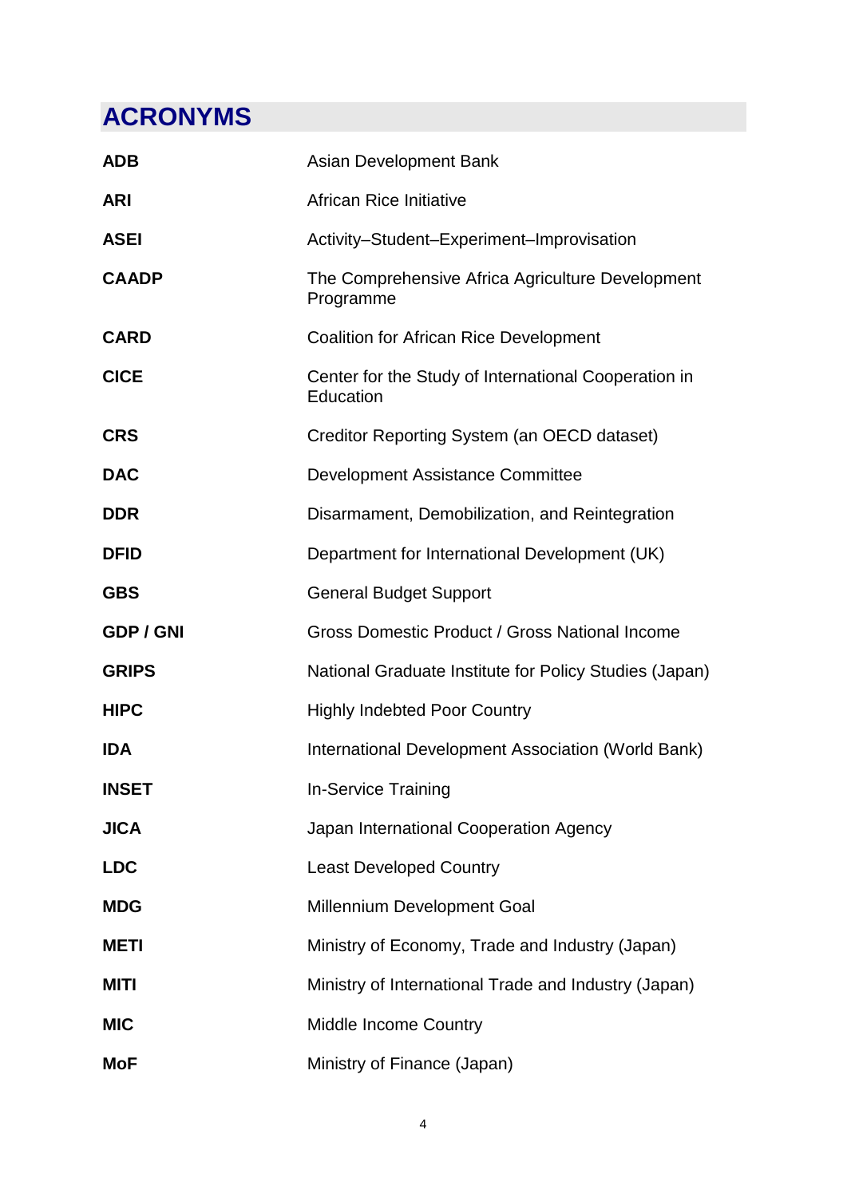# ACRONYMS

| | |
|---|---|
| **ADB** | Asian Development Bank |
| **ARI** | African Rice Initiative |
| **ASEI** | Activity–Student–Experiment–Improvisation |
| **CAADP** | The Comprehensive Africa Agriculture Development Programme |
| **CARD** | Coalition for African Rice Development |
| **CICE** | Center for the Study of International Cooperation in Education |
| **CRS** | Creditor Reporting System (an OECD dataset) |
| **DAC** | Development Assistance Committee |
| **DDR** | Disarmament, Demobilization, and Reintegration |
| **DFID** | Department for International Development (UK) |
| **GBS** | General Budget Support |
| **GDP / GNI** | Gross Domestic Product / Gross National Income |
| **GRIPS** | National Graduate Institute for Policy Studies (Japan) |
| **HIPC** | Highly Indebted Poor Country |
| **IDA** | International Development Association (World Bank) |
| **INSET** | In-Service Training |
| **JICA** | Japan International Cooperation Agency |
| **LDC** | Least Developed Country |
| **MDG** | Millennium Development Goal |
| **METI** | Ministry of Economy, Trade and Industry (Japan) |
| **MITI** | Ministry of International Trade and Industry (Japan) |
| **MIC** | Middle Income Country |
| **MoF** | Ministry of Finance (Japan) |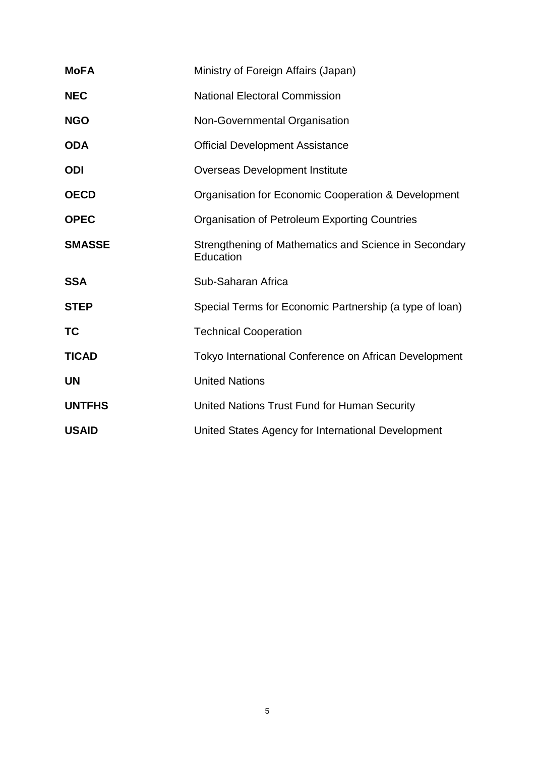| | |
|---|---|
| **MoFA** | Ministry of Foreign Affairs (Japan) |
| **NEC** | National Electoral Commission |
| **NGO** | Non-Governmental Organisation |
| **ODA** | Official Development Assistance |
| **ODI** | Overseas Development Institute |
| **OECD** | Organisation for Economic Cooperation & Development |
| **OPEC** | Organisation of Petroleum Exporting Countries |
| **SMASSE** | Strengthening of Mathematics and Science in Secondary Education |
| **SSA** | Sub-Saharan Africa |
| **STEP** | Special Terms for Economic Partnership (a type of loan) |
| **TC** | Technical Cooperation |
| **TICAD** | Tokyo International Conference on African Development |
| **UN** | United Nations |
| **UNTFHS** | United Nations Trust Fund for Human Security |
| **USAID** | United States Agency for International Development |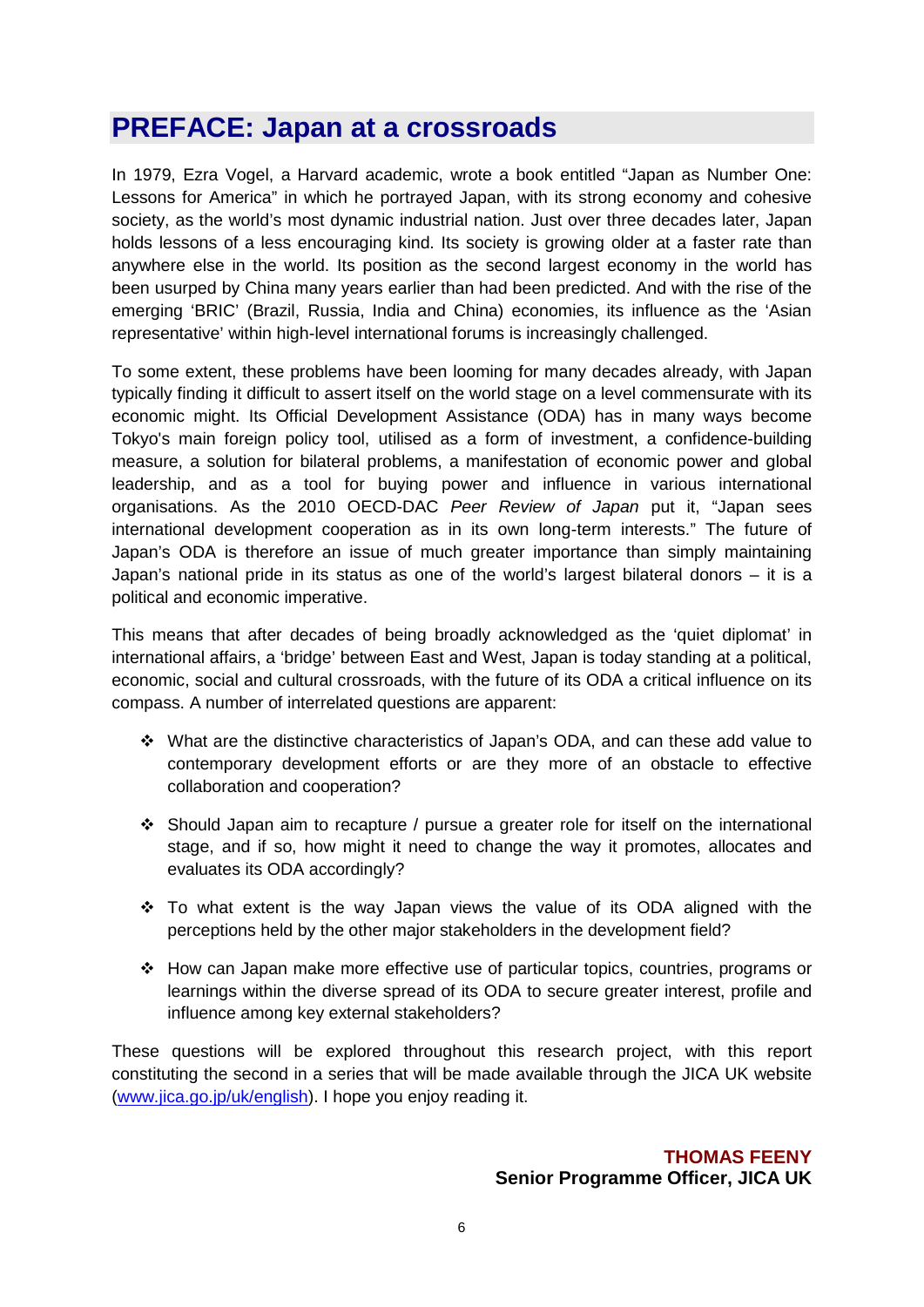# PREFACE: Japan at a crossroads

In 1979, Ezra Vogel, a Harvard academic, wrote a book entitled "Japan as Number One: Lessons for America" in which he portrayed Japan, with its strong economy and cohesive society, as the world's most dynamic industrial nation. Just over three decades later, Japan holds lessons of a less encouraging kind. Its society is growing older at a faster rate than anywhere else in the world. Its position as the second largest economy in the world has been usurped by China many years earlier than had been predicted. And with the rise of the emerging 'BRIC' (Brazil, Russia, India and China) economies, its influence as the 'Asian representative' within high-level international forums is increasingly challenged.

To some extent, these problems have been looming for many decades already, with Japan typically finding it difficult to assert itself on the world stage on a level commensurate with its economic might. Its Official Development Assistance (ODA) has in many ways become Tokyo's main foreign policy tool, utilised as a form of investment, a confidence-building measure, a solution for bilateral problems, a manifestation of economic power and global leadership, and as a tool for buying power and influence in various international organisations. As the 2010 OECD-DAC *Peer Review of Japan* put it, "Japan sees international development cooperation as in its own long-term interests." The future of Japan's ODA is therefore an issue of much greater importance than simply maintaining Japan's national pride in its status as one of the world's largest bilateral donors – it is a political and economic imperative.

This means that after decades of being broadly acknowledged as the 'quiet diplomat' in international affairs, a 'bridge' between East and West, Japan is today standing at a political, economic, social and cultural crossroads, with the future of its ODA a critical influence on its compass. A number of interrelated questions are apparent:

- What are the distinctive characteristics of Japan's ODA, and can these add value to contemporary development efforts or are they more of an obstacle to effective collaboration and cooperation?
- Should Japan aim to recapture / pursue a greater role for itself on the international stage, and if so, how might it need to change the way it promotes, allocates and evaluates its ODA accordingly?
- To what extent is the way Japan views the value of its ODA aligned with the perceptions held by the other major stakeholders in the development field?
- How can Japan make more effective use of particular topics, countries, programs or learnings within the diverse spread of its ODA to secure greater interest, profile and influence among key external stakeholders?

These questions will be explored throughout this research project, with this report constituting the second in a series that will be made available through the JICA UK website (www.jica.go.jp/uk/english). I hope you enjoy reading it.

**THOMAS FEENY**
**Senior Programme Officer, JICA UK**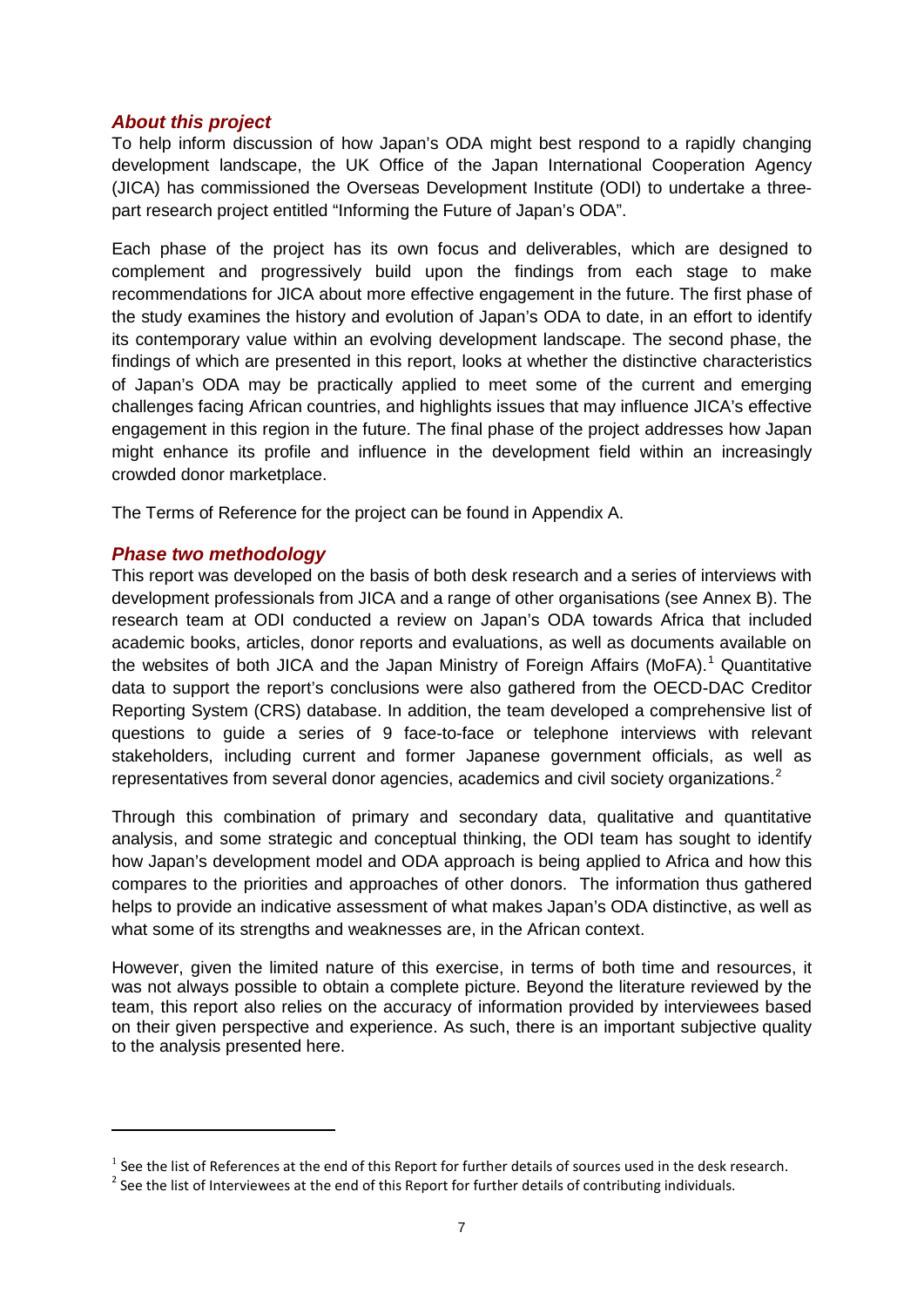### *About this project*

To help inform discussion of how Japan's ODA might best respond to a rapidly changing development landscape, the UK Office of the Japan International Cooperation Agency (JICA) has commissioned the Overseas Development Institute (ODI) to undertake a three-part research project entitled "Informing the Future of Japan's ODA".

Each phase of the project has its own focus and deliverables, which are designed to complement and progressively build upon the findings from each stage to make recommendations for JICA about more effective engagement in the future. The first phase of the study examines the history and evolution of Japan's ODA to date, in an effort to identify its contemporary value within an evolving development landscape. The second phase, the findings of which are presented in this report, looks at whether the distinctive characteristics of Japan's ODA may be practically applied to meet some of the current and emerging challenges facing African countries, and highlights issues that may influence JICA's effective engagement in this region in the future. The final phase of the project addresses how Japan might enhance its profile and influence in the development field within an increasingly crowded donor marketplace.

The Terms of Reference for the project can be found in Appendix A.

### *Phase two methodology*

This report was developed on the basis of both desk research and a series of interviews with development professionals from JICA and a range of other organisations (see Annex B). The research team at ODI conducted a review on Japan's ODA towards Africa that included academic books, articles, donor reports and evaluations, as well as documents available on the websites of both JICA and the Japan Ministry of Foreign Affairs (MoFA).[1] Quantitative data to support the report's conclusions were also gathered from the OECD-DAC Creditor Reporting System (CRS) database. In addition, the team developed a comprehensive list of questions to guide a series of 9 face-to-face or telephone interviews with relevant stakeholders, including current and former Japanese government officials, as well as representatives from several donor agencies, academics and civil society organizations.[2]

Through this combination of primary and secondary data, qualitative and quantitative analysis, and some strategic and conceptual thinking, the ODI team has sought to identify how Japan's development model and ODA approach is being applied to Africa and how this compares to the priorities and approaches of other donors. The information thus gathered helps to provide an indicative assessment of what makes Japan's ODA distinctive, as well as what some of its strengths and weaknesses are, in the African context.

However, given the limited nature of this exercise, in terms of both time and resources, it was not always possible to obtain a complete picture. Beyond the literature reviewed by the team, this report also relies on the accuracy of information provided by interviewees based on their given perspective and experience. As such, there is an important subjective quality to the analysis presented here.

---

[1] See the list of References at the end of this Report for further details of sources used in the desk research.

[2] See the list of Interviewees at the end of this Report for further details of contributing individuals.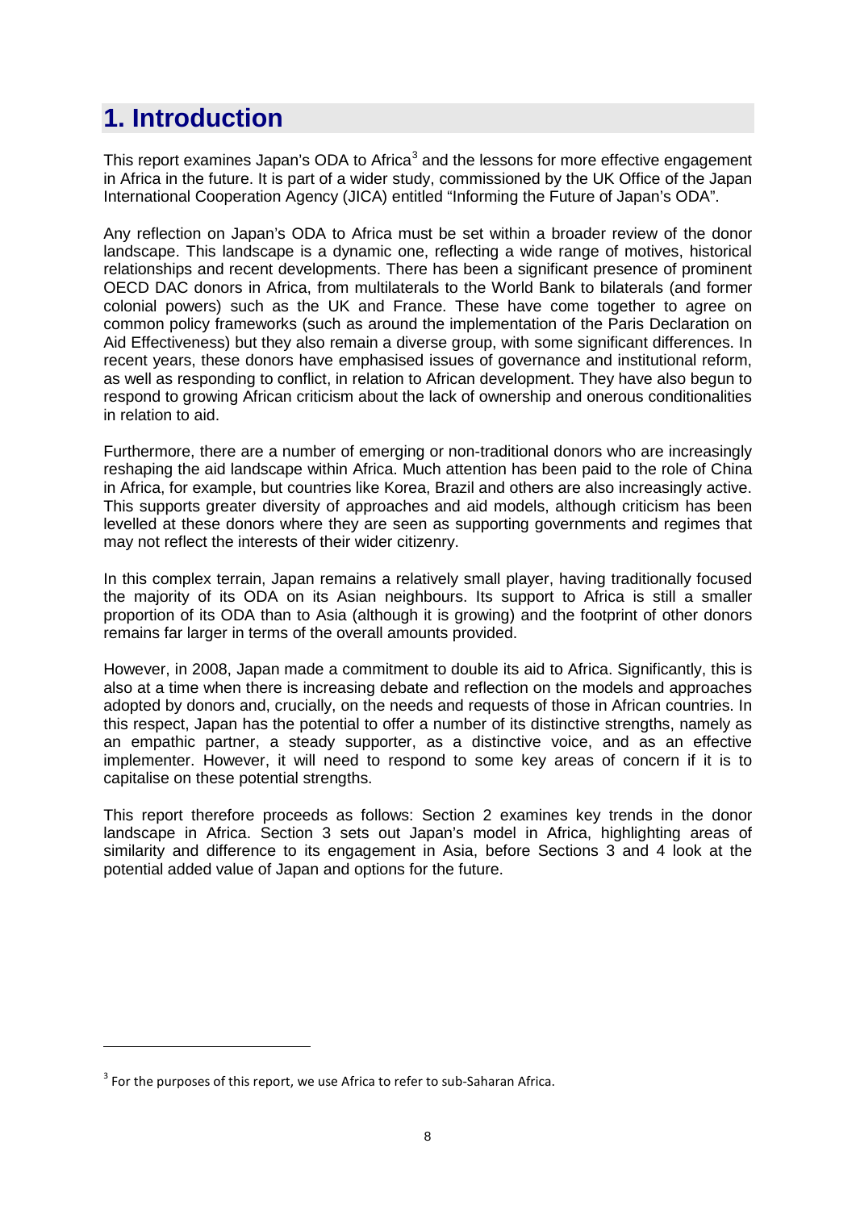# 1. Introduction

This report examines Japan's ODA to Africa[3] and the lessons for more effective engagement in Africa in the future. It is part of a wider study, commissioned by the UK Office of the Japan International Cooperation Agency (JICA) entitled "Informing the Future of Japan's ODA".

Any reflection on Japan's ODA to Africa must be set within a broader review of the donor landscape. This landscape is a dynamic one, reflecting a wide range of motives, historical relationships and recent developments. There has been a significant presence of prominent OECD DAC donors in Africa, from multilaterals to the World Bank to bilaterals (and former colonial powers) such as the UK and France. These have come together to agree on common policy frameworks (such as around the implementation of the Paris Declaration on Aid Effectiveness) but they also remain a diverse group, with some significant differences. In recent years, these donors have emphasised issues of governance and institutional reform, as well as responding to conflict, in relation to African development. They have also begun to respond to growing African criticism about the lack of ownership and onerous conditionalities in relation to aid.

Furthermore, there are a number of emerging or non-traditional donors who are increasingly reshaping the aid landscape within Africa. Much attention has been paid to the role of China in Africa, for example, but countries like Korea, Brazil and others are also increasingly active. This supports greater diversity of approaches and aid models, although criticism has been levelled at these donors where they are seen as supporting governments and regimes that may not reflect the interests of their wider citizenry.

In this complex terrain, Japan remains a relatively small player, having traditionally focused the majority of its ODA on its Asian neighbours. Its support to Africa is still a smaller proportion of its ODA than to Asia (although it is growing) and the footprint of other donors remains far larger in terms of the overall amounts provided.

However, in 2008, Japan made a commitment to double its aid to Africa. Significantly, this is also at a time when there is increasing debate and reflection on the models and approaches adopted by donors and, crucially, on the needs and requests of those in African countries. In this respect, Japan has the potential to offer a number of its distinctive strengths, namely as an empathic partner, a steady supporter, as a distinctive voice, and as an effective implementer. However, it will need to respond to some key areas of concern if it is to capitalise on these potential strengths.

This report therefore proceeds as follows: Section 2 examines key trends in the donor landscape in Africa. Section 3 sets out Japan's model in Africa, highlighting areas of similarity and difference to its engagement in Asia, before Sections 3 and 4 look at the potential added value of Japan and options for the future.

[3] For the purposes of this report, we use Africa to refer to sub-Saharan Africa.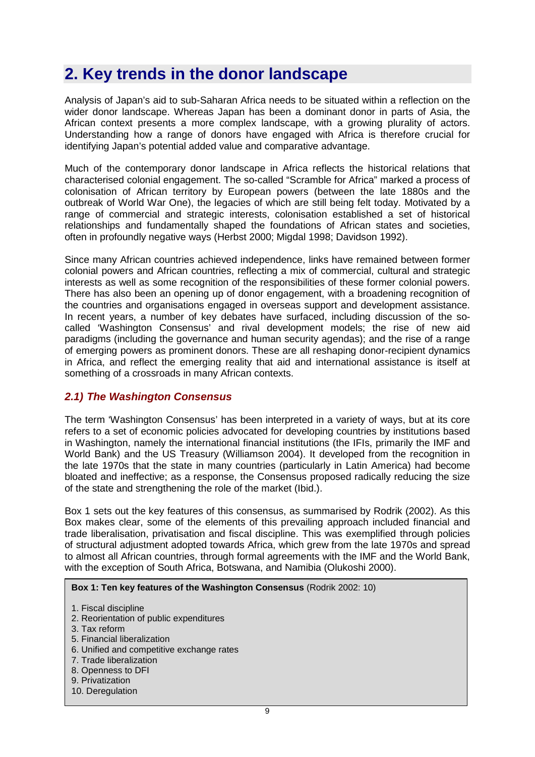## 2. Key trends in the donor landscape

Analysis of Japan's aid to sub-Saharan Africa needs to be situated within a reflection on the wider donor landscape. Whereas Japan has been a dominant donor in parts of Asia, the African context presents a more complex landscape, with a growing plurality of actors. Understanding how a range of donors have engaged with Africa is therefore crucial for identifying Japan's potential added value and comparative advantage.

Much of the contemporary donor landscape in Africa reflects the historical relations that characterised colonial engagement. The so-called "Scramble for Africa" marked a process of colonisation of African territory by European powers (between the late 1880s and the outbreak of World War One), the legacies of which are still being felt today. Motivated by a range of commercial and strategic interests, colonisation established a set of historical relationships and fundamentally shaped the foundations of African states and societies, often in profoundly negative ways (Herbst 2000; Migdal 1998; Davidson 1992).

Since many African countries achieved independence, links have remained between former colonial powers and African countries, reflecting a mix of commercial, cultural and strategic interests as well as some recognition of the responsibilities of these former colonial powers. There has also been an opening up of donor engagement, with a broadening recognition of the countries and organisations engaged in overseas support and development assistance. In recent years, a number of key debates have surfaced, including discussion of the so-called 'Washington Consensus' and rival development models; the rise of new aid paradigms (including the governance and human security agendas); and the rise of a range of emerging powers as prominent donors. These are all reshaping donor-recipient dynamics in Africa, and reflect the emerging reality that aid and international assistance is itself at something of a crossroads in many African contexts.

### *2.1) The Washington Consensus*

The term 'Washington Consensus' has been interpreted in a variety of ways, but at its core refers to a set of economic policies advocated for developing countries by institutions based in Washington, namely the international financial institutions (the IFIs, primarily the IMF and World Bank) and the US Treasury (Williamson 2004). It developed from the recognition in the late 1970s that the state in many countries (particularly in Latin America) had become bloated and ineffective; as a response, the Consensus proposed radically reducing the size of the state and strengthening the role of the market (Ibid.).

Box 1 sets out the key features of this consensus, as summarised by Rodrik (2002). As this Box makes clear, some of the elements of this prevailing approach included financial and trade liberalisation, privatisation and fiscal discipline. This was exemplified through policies of structural adjustment adopted towards Africa, which grew from the late 1970s and spread to almost all African countries, through formal agreements with the IMF and the World Bank, with the exception of South Africa, Botswana, and Namibia (Olukoshi 2000).

**Box 1: Ten key features of the Washington Consensus** (Rodrik 2002: 10)

1. Fiscal discipline
2. Reorientation of public expenditures
3. Tax reform
5. Financial liberalization
6. Unified and competitive exchange rates
7. Trade liberalization
8. Openness to DFI
9. Privatization
10. Deregulation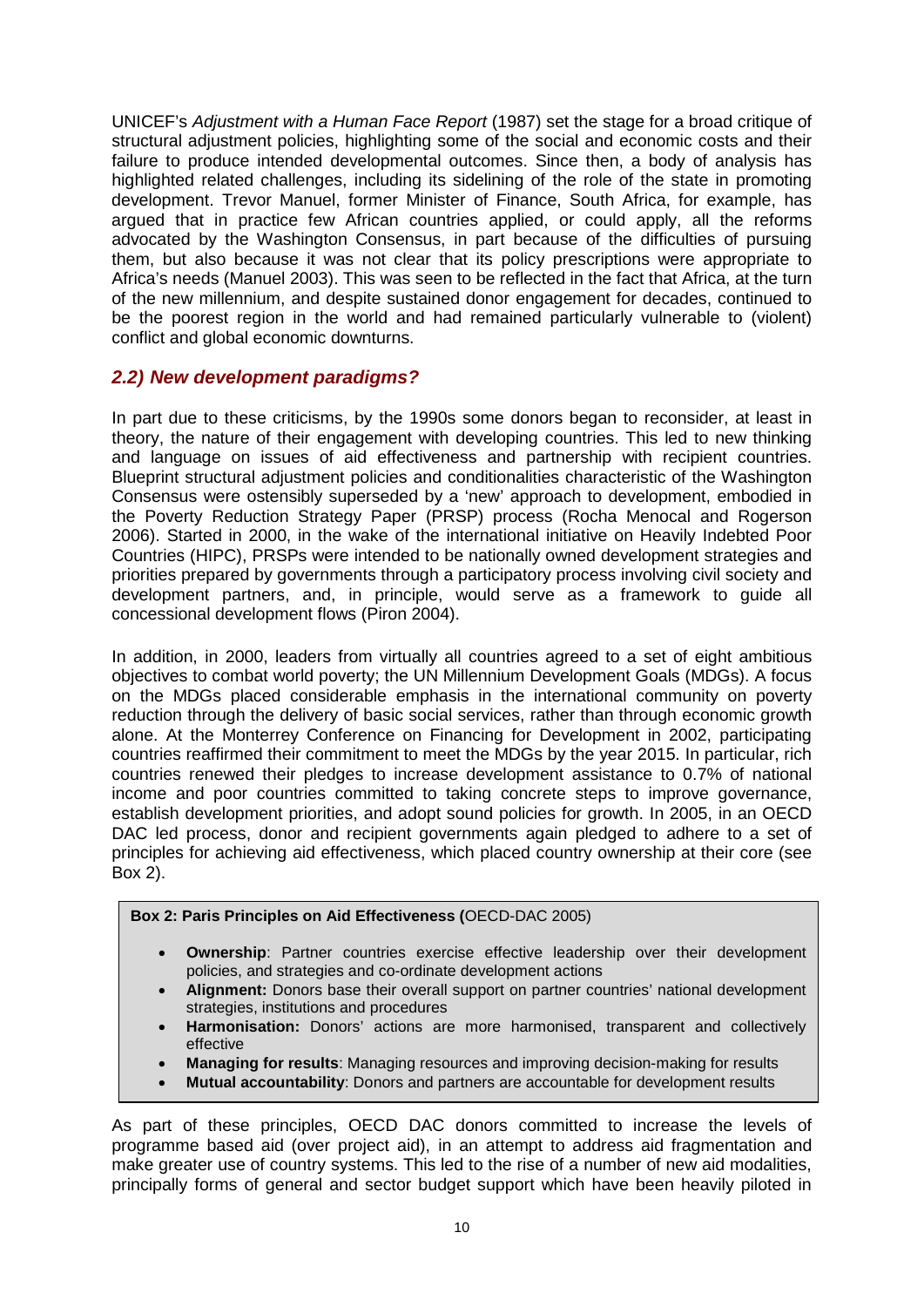UNICEF's *Adjustment with a Human Face Report* (1987) set the stage for a broad critique of structural adjustment policies, highlighting some of the social and economic costs and their failure to produce intended developmental outcomes. Since then, a body of analysis has highlighted related challenges, including its sidelining of the role of the state in promoting development. Trevor Manuel, former Minister of Finance, South Africa, for example, has argued that in practice few African countries applied, or could apply, all the reforms advocated by the Washington Consensus, in part because of the difficulties of pursuing them, but also because it was not clear that its policy prescriptions were appropriate to Africa's needs (Manuel 2003). This was seen to be reflected in the fact that Africa, at the turn of the new millennium, and despite sustained donor engagement for decades, continued to be the poorest region in the world and had remained particularly vulnerable to (violent) conflict and global economic downturns.

### *2.2) New development paradigms?*

In part due to these criticisms, by the 1990s some donors began to reconsider, at least in theory, the nature of their engagement with developing countries. This led to new thinking and language on issues of aid effectiveness and partnership with recipient countries. Blueprint structural adjustment policies and conditionalities characteristic of the Washington Consensus were ostensibly superseded by a 'new' approach to development, embodied in the Poverty Reduction Strategy Paper (PRSP) process (Rocha Menocal and Rogerson 2006). Started in 2000, in the wake of the international initiative on Heavily Indebted Poor Countries (HIPC), PRSPs were intended to be nationally owned development strategies and priorities prepared by governments through a participatory process involving civil society and development partners, and, in principle, would serve as a framework to guide all concessional development flows (Piron 2004).

In addition, in 2000, leaders from virtually all countries agreed to a set of eight ambitious objectives to combat world poverty; the UN Millennium Development Goals (MDGs). A focus on the MDGs placed considerable emphasis in the international community on poverty reduction through the delivery of basic social services, rather than through economic growth alone. At the Monterrey Conference on Financing for Development in 2002, participating countries reaffirmed their commitment to meet the MDGs by the year 2015. In particular, rich countries renewed their pledges to increase development assistance to 0.7% of national income and poor countries committed to taking concrete steps to improve governance, establish development priorities, and adopt sound policies for growth. In 2005, in an OECD DAC led process, donor and recipient governments again pledged to adhere to a set of principles for achieving aid effectiveness, which placed country ownership at their core (see Box 2).

**Box 2: Paris Principles on Aid Effectiveness (**OECD-DAC 2005)

- **Ownership**: Partner countries exercise effective leadership over their development policies, and strategies and co-ordinate development actions
- **Alignment:** Donors base their overall support on partner countries' national development strategies, institutions and procedures
- **Harmonisation:** Donors' actions are more harmonised, transparent and collectively effective
- **Managing for results**: Managing resources and improving decision-making for results
- **Mutual accountability**: Donors and partners are accountable for development results

As part of these principles, OECD DAC donors committed to increase the levels of programme based aid (over project aid), in an attempt to address aid fragmentation and make greater use of country systems. This led to the rise of a number of new aid modalities, principally forms of general and sector budget support which have been heavily piloted in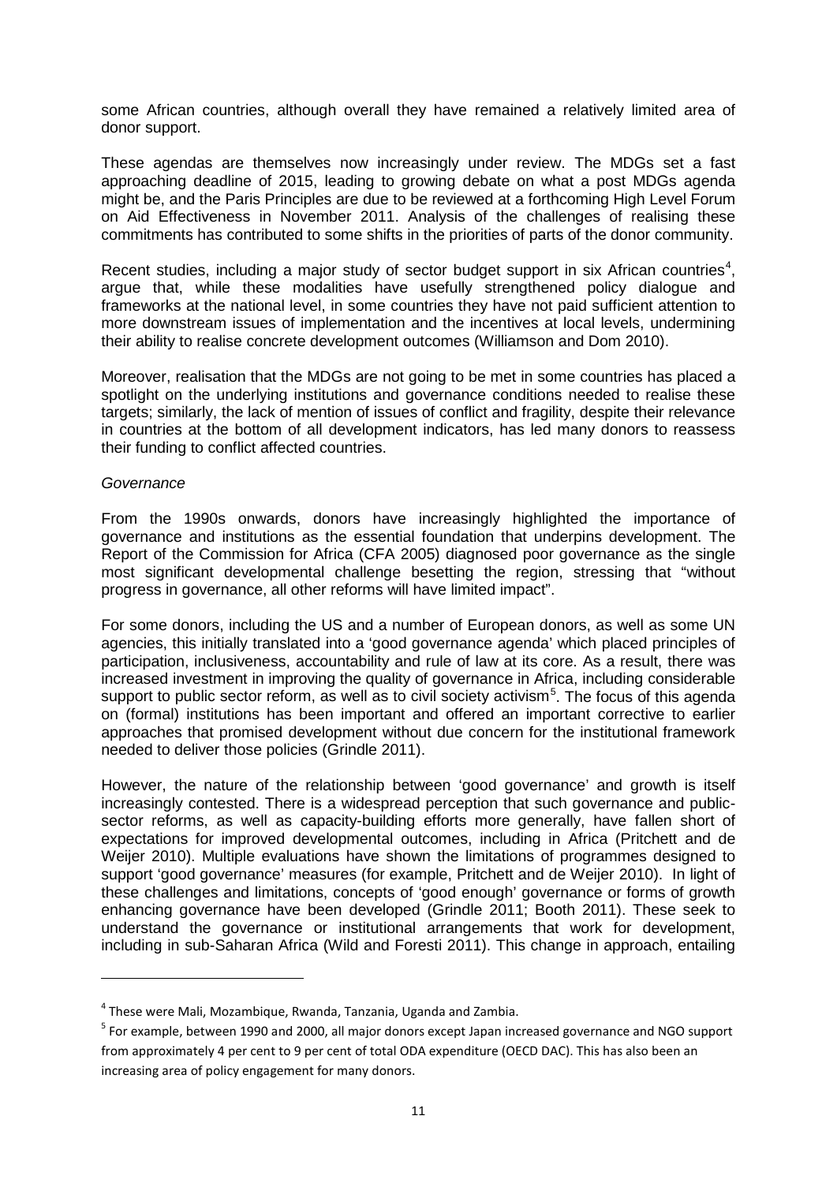some African countries, although overall they have remained a relatively limited area of donor support.

These agendas are themselves now increasingly under review. The MDGs set a fast approaching deadline of 2015, leading to growing debate on what a post MDGs agenda might be, and the Paris Principles are due to be reviewed at a forthcoming High Level Forum on Aid Effectiveness in November 2011. Analysis of the challenges of realising these commitments has contributed to some shifts in the priorities of parts of the donor community.

Recent studies, including a major study of sector budget support in six African countries[4], argue that, while these modalities have usefully strengthened policy dialogue and frameworks at the national level, in some countries they have not paid sufficient attention to more downstream issues of implementation and the incentives at local levels, undermining their ability to realise concrete development outcomes (Williamson and Dom 2010).

Moreover, realisation that the MDGs are not going to be met in some countries has placed a spotlight on the underlying institutions and governance conditions needed to realise these targets; similarly, the lack of mention of issues of conflict and fragility, despite their relevance in countries at the bottom of all development indicators, has led many donors to reassess their funding to conflict affected countries.

*Governance*

From the 1990s onwards, donors have increasingly highlighted the importance of governance and institutions as the essential foundation that underpins development. The Report of the Commission for Africa (CFA 2005) diagnosed poor governance as the single most significant developmental challenge besetting the region, stressing that "without progress in governance, all other reforms will have limited impact".

For some donors, including the US and a number of European donors, as well as some UN agencies, this initially translated into a 'good governance agenda' which placed principles of participation, inclusiveness, accountability and rule of law at its core. As a result, there was increased investment in improving the quality of governance in Africa, including considerable support to public sector reform, as well as to civil society activism[5]. The focus of this agenda on (formal) institutions has been important and offered an important corrective to earlier approaches that promised development without due concern for the institutional framework needed to deliver those policies (Grindle 2011).

However, the nature of the relationship between 'good governance' and growth is itself increasingly contested. There is a widespread perception that such governance and public-sector reforms, as well as capacity-building efforts more generally, have fallen short of expectations for improved developmental outcomes, including in Africa (Pritchett and de Weijer 2010). Multiple evaluations have shown the limitations of programmes designed to support 'good governance' measures (for example, Pritchett and de Weijer 2010). In light of these challenges and limitations, concepts of 'good enough' governance or forms of growth enhancing governance have been developed (Grindle 2011; Booth 2011). These seek to understand the governance or institutional arrangements that work for development, including in sub-Saharan Africa (Wild and Foresti 2011). This change in approach, entailing

---

[4] These were Mali, Mozambique, Rwanda, Tanzania, Uganda and Zambia.

[5] For example, between 1990 and 2000, all major donors except Japan increased governance and NGO support from approximately 4 per cent to 9 per cent of total ODA expenditure (OECD DAC). This has also been an increasing area of policy engagement for many donors.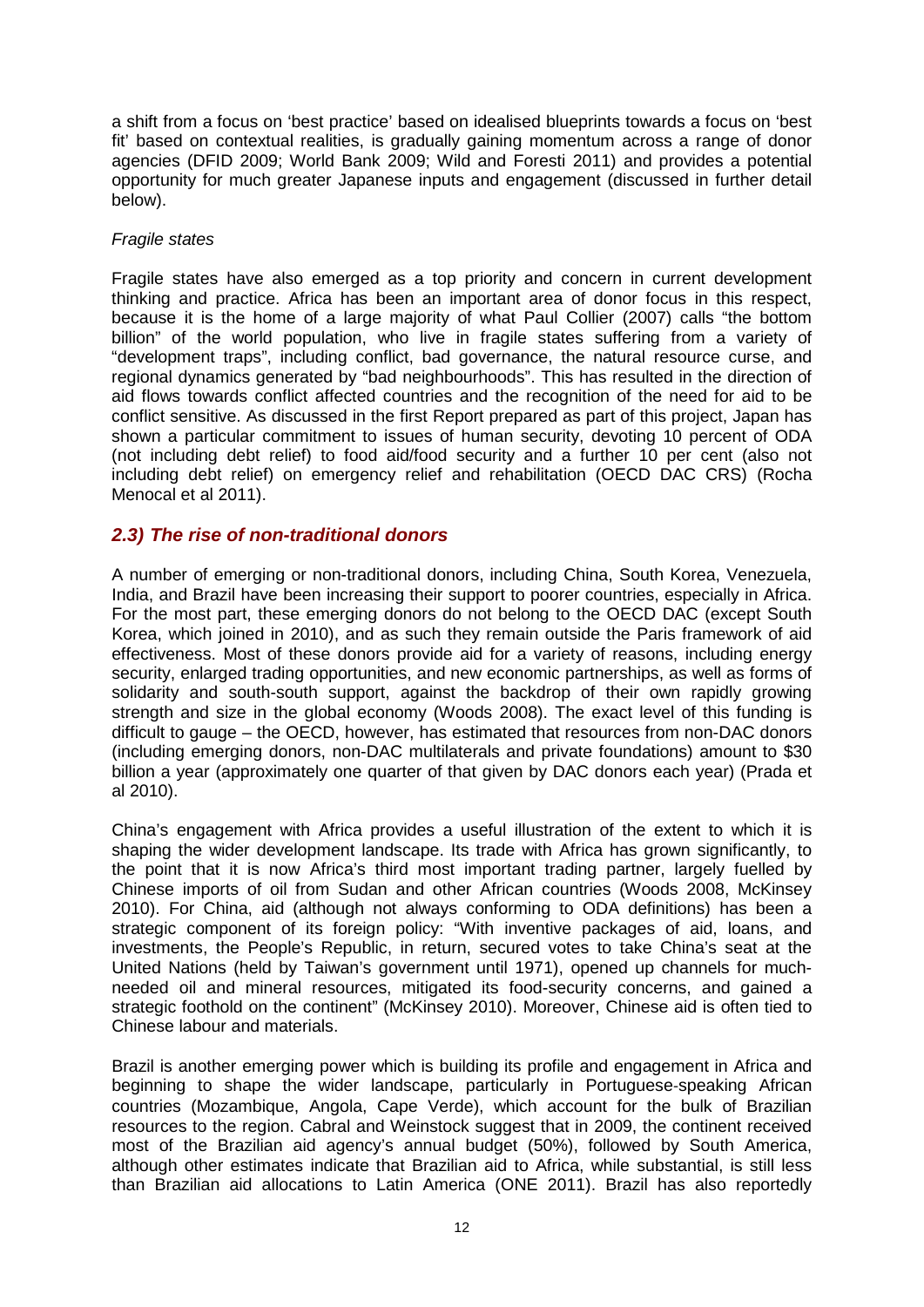a shift from a focus on 'best practice' based on idealised blueprints towards a focus on 'best fit' based on contextual realities, is gradually gaining momentum across a range of donor agencies (DFID 2009; World Bank 2009; Wild and Foresti 2011) and provides a potential opportunity for much greater Japanese inputs and engagement (discussed in further detail below).

*Fragile states*

Fragile states have also emerged as a top priority and concern in current development thinking and practice. Africa has been an important area of donor focus in this respect, because it is the home of a large majority of what Paul Collier (2007) calls "the bottom billion" of the world population, who live in fragile states suffering from a variety of "development traps", including conflict, bad governance, the natural resource curse, and regional dynamics generated by "bad neighbourhoods". This has resulted in the direction of aid flows towards conflict affected countries and the recognition of the need for aid to be conflict sensitive. As discussed in the first Report prepared as part of this project, Japan has shown a particular commitment to issues of human security, devoting 10 percent of ODA (not including debt relief) to food aid/food security and a further 10 per cent (also not including debt relief) on emergency relief and rehabilitation (OECD DAC CRS) (Rocha Menocal et al 2011).

## *2.3) The rise of non-traditional donors*

A number of emerging or non-traditional donors, including China, South Korea, Venezuela, India, and Brazil have been increasing their support to poorer countries, especially in Africa. For the most part, these emerging donors do not belong to the OECD DAC (except South Korea, which joined in 2010), and as such they remain outside the Paris framework of aid effectiveness. Most of these donors provide aid for a variety of reasons, including energy security, enlarged trading opportunities, and new economic partnerships, as well as forms of solidarity and south-south support, against the backdrop of their own rapidly growing strength and size in the global economy (Woods 2008). The exact level of this funding is difficult to gauge – the OECD, however, has estimated that resources from non-DAC donors (including emerging donors, non-DAC multilaterals and private foundations) amount to $30 billion a year (approximately one quarter of that given by DAC donors each year) (Prada et al 2010).

China's engagement with Africa provides a useful illustration of the extent to which it is shaping the wider development landscape. Its trade with Africa has grown significantly, to the point that it is now Africa's third most important trading partner, largely fuelled by Chinese imports of oil from Sudan and other African countries (Woods 2008, McKinsey 2010). For China, aid (although not always conforming to ODA definitions) has been a strategic component of its foreign policy: "With inventive packages of aid, loans, and investments, the People's Republic, in return, secured votes to take China's seat at the United Nations (held by Taiwan's government until 1971), opened up channels for much-needed oil and mineral resources, mitigated its food-security concerns, and gained a strategic foothold on the continent" (McKinsey 2010). Moreover, Chinese aid is often tied to Chinese labour and materials.

Brazil is another emerging power which is building its profile and engagement in Africa and beginning to shape the wider landscape, particularly in Portuguese-speaking African countries (Mozambique, Angola, Cape Verde), which account for the bulk of Brazilian resources to the region. Cabral and Weinstock suggest that in 2009, the continent received most of the Brazilian aid agency's annual budget (50%), followed by South America, although other estimates indicate that Brazilian aid to Africa, while substantial, is still less than Brazilian aid allocations to Latin America (ONE 2011). Brazil has also reportedly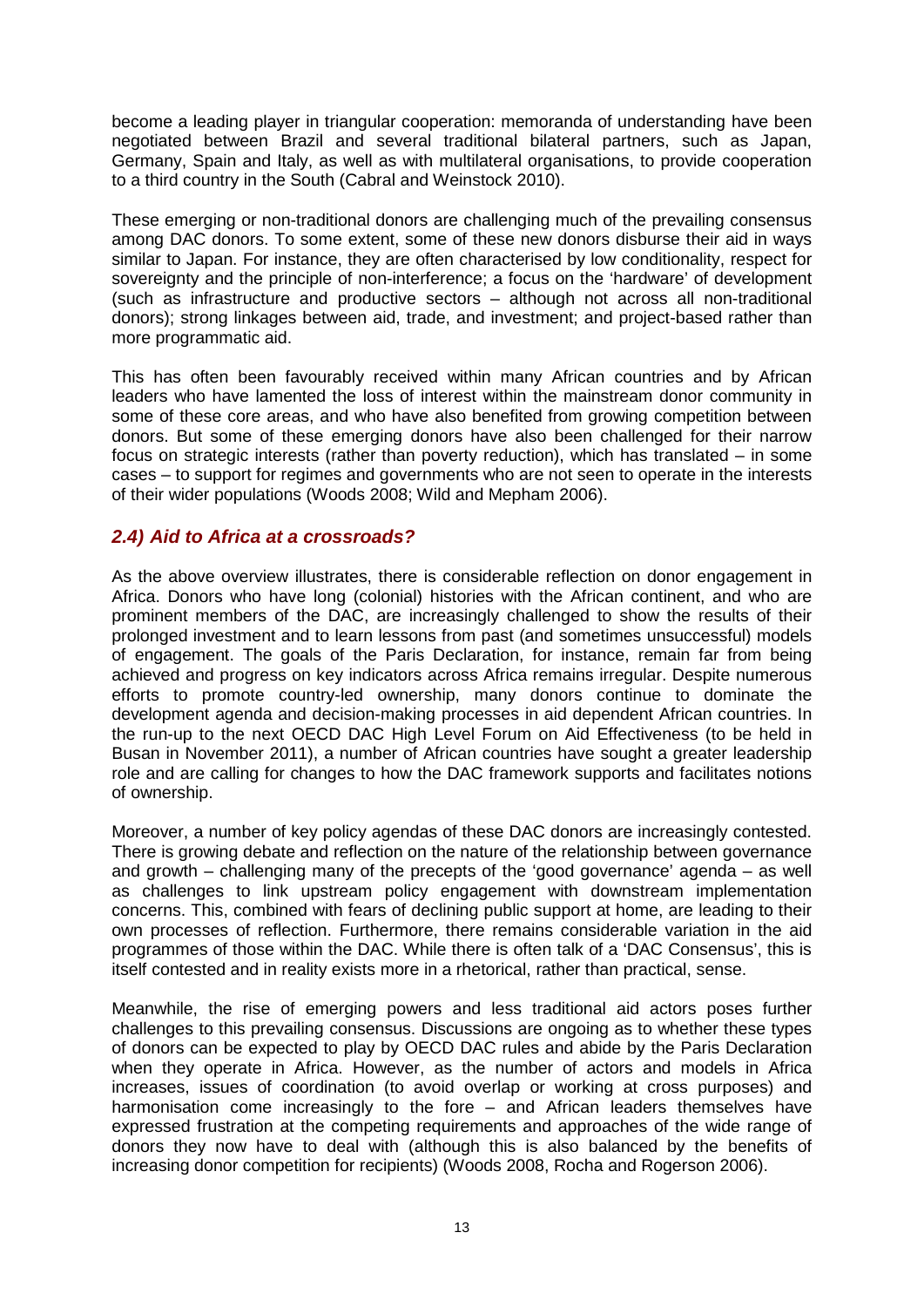become a leading player in triangular cooperation: memoranda of understanding have been negotiated between Brazil and several traditional bilateral partners, such as Japan, Germany, Spain and Italy, as well as with multilateral organisations, to provide cooperation to a third country in the South (Cabral and Weinstock 2010).

These emerging or non-traditional donors are challenging much of the prevailing consensus among DAC donors. To some extent, some of these new donors disburse their aid in ways similar to Japan. For instance, they are often characterised by low conditionality, respect for sovereignty and the principle of non-interference; a focus on the 'hardware' of development (such as infrastructure and productive sectors – although not across all non-traditional donors); strong linkages between aid, trade, and investment; and project-based rather than more programmatic aid.

This has often been favourably received within many African countries and by African leaders who have lamented the loss of interest within the mainstream donor community in some of these core areas, and who have also benefited from growing competition between donors. But some of these emerging donors have also been challenged for their narrow focus on strategic interests (rather than poverty reduction), which has translated – in some cases – to support for regimes and governments who are not seen to operate in the interests of their wider populations (Woods 2008; Wild and Mepham 2006).

### *2.4) Aid to Africa at a crossroads?*

As the above overview illustrates, there is considerable reflection on donor engagement in Africa. Donors who have long (colonial) histories with the African continent, and who are prominent members of the DAC, are increasingly challenged to show the results of their prolonged investment and to learn lessons from past (and sometimes unsuccessful) models of engagement. The goals of the Paris Declaration, for instance, remain far from being achieved and progress on key indicators across Africa remains irregular. Despite numerous efforts to promote country-led ownership, many donors continue to dominate the development agenda and decision-making processes in aid dependent African countries. In the run-up to the next OECD DAC High Level Forum on Aid Effectiveness (to be held in Busan in November 2011), a number of African countries have sought a greater leadership role and are calling for changes to how the DAC framework supports and facilitates notions of ownership.

Moreover, a number of key policy agendas of these DAC donors are increasingly contested. There is growing debate and reflection on the nature of the relationship between governance and growth – challenging many of the precepts of the 'good governance' agenda – as well as challenges to link upstream policy engagement with downstream implementation concerns. This, combined with fears of declining public support at home, are leading to their own processes of reflection. Furthermore, there remains considerable variation in the aid programmes of those within the DAC. While there is often talk of a 'DAC Consensus', this is itself contested and in reality exists more in a rhetorical, rather than practical, sense.

Meanwhile, the rise of emerging powers and less traditional aid actors poses further challenges to this prevailing consensus. Discussions are ongoing as to whether these types of donors can be expected to play by OECD DAC rules and abide by the Paris Declaration when they operate in Africa. However, as the number of actors and models in Africa increases, issues of coordination (to avoid overlap or working at cross purposes) and harmonisation come increasingly to the fore – and African leaders themselves have expressed frustration at the competing requirements and approaches of the wide range of donors they now have to deal with (although this is also balanced by the benefits of increasing donor competition for recipients) (Woods 2008, Rocha and Rogerson 2006).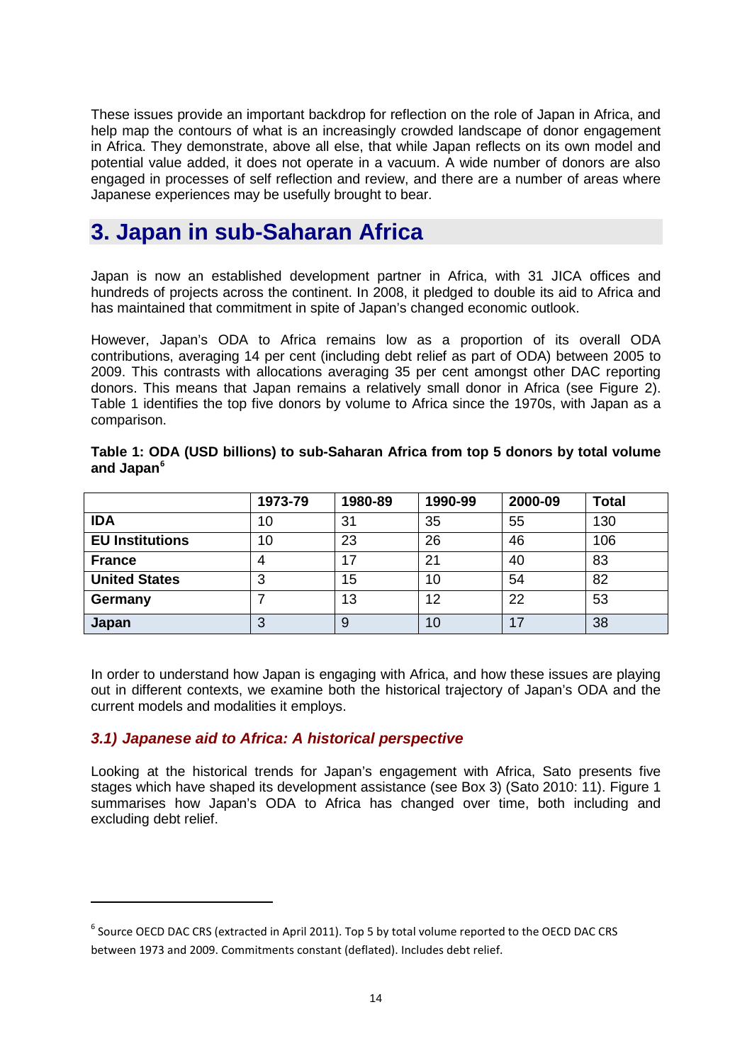These issues provide an important backdrop for reflection on the role of Japan in Africa, and help map the contours of what is an increasingly crowded landscape of donor engagement in Africa. They demonstrate, above all else, that while Japan reflects on its own model and potential value added, it does not operate in a vacuum. A wide number of donors are also engaged in processes of self reflection and review, and there are a number of areas where Japanese experiences may be usefully brought to bear.

# 3. Japan in sub-Saharan Africa

Japan is now an established development partner in Africa, with 31 JICA offices and hundreds of projects across the continent. In 2008, it pledged to double its aid to Africa and has maintained that commitment in spite of Japan's changed economic outlook.

However, Japan's ODA to Africa remains low as a proportion of its overall ODA contributions, averaging 14 per cent (including debt relief as part of ODA) between 2005 to 2009. This contrasts with allocations averaging 35 per cent amongst other DAC reporting donors. This means that Japan remains a relatively small donor in Africa (see Figure 2). Table 1 identifies the top five donors by volume to Africa since the 1970s, with Japan as a comparison.

**Table 1: ODA (USD billions) to sub-Saharan Africa from top 5 donors by total volume and Japan[6]**

| | 1973-79 | 1980-89 | 1990-99 | 2000-09 | Total |
|---|---|---|---|---|---|
| **IDA** | 10 | 31 | 35 | 55 | 130 |
| **EU Institutions** | 10 | 23 | 26 | 46 | 106 |
| **France** | 4 | 17 | 21 | 40 | 83 |
| **United States** | 3 | 15 | 10 | 54 | 82 |
| **Germany** | 7 | 13 | 12 | 22 | 53 |
| **Japan** | 3 | 9 | 10 | 17 | 38 |

In order to understand how Japan is engaging with Africa, and how these issues are playing out in different contexts, we examine both the historical trajectory of Japan's ODA and the current models and modalities it employs.

### *3.1) Japanese aid to Africa: A historical perspective*

Looking at the historical trends for Japan's engagement with Africa, Sato presents five stages which have shaped its development assistance (see Box 3) (Sato 2010: 11). Figure 1 summarises how Japan's ODA to Africa has changed over time, both including and excluding debt relief.

---

[6] Source OECD DAC CRS (extracted in April 2011). Top 5 by total volume reported to the OECD DAC CRS between 1973 and 2009. Commitments constant (deflated). Includes debt relief.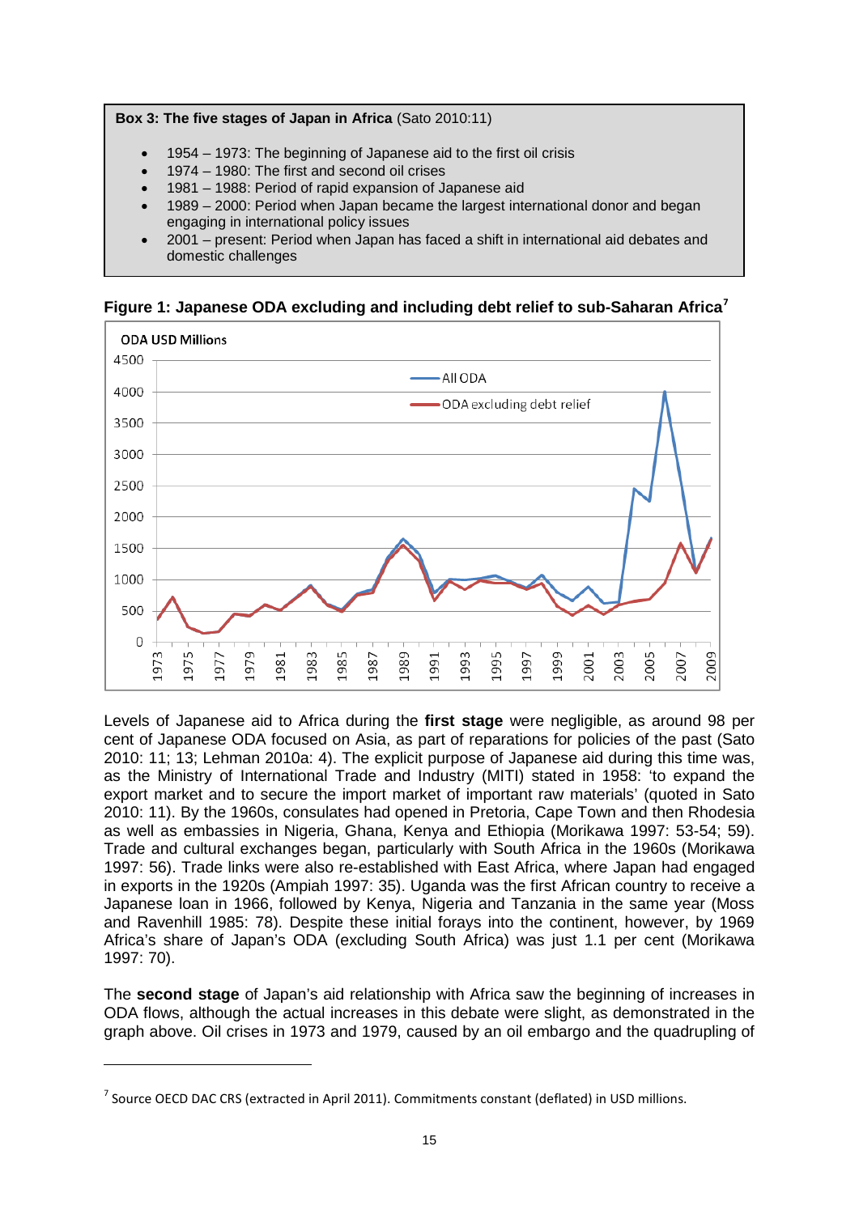**Box 3: The five stages of Japan in Africa** (Sato 2010:11)

- 1954 – 1973: The beginning of Japanese aid to the first oil crisis
- 1974 – 1980: The first and second oil crises
- 1981 – 1988: Period of rapid expansion of Japanese aid
- 1989 – 2000: Period when Japan became the largest international donor and began engaging in international policy issues
- 2001 – present: Period when Japan has faced a shift in international aid debates and domestic challenges

**Figure 1: Japanese ODA excluding and including debt relief to sub-Saharan Africa**[7]

Levels of Japanese aid to Africa during the **first stage** were negligible, as around 98 per cent of Japanese ODA focused on Asia, as part of reparations for policies of the past (Sato 2010: 11; 13; Lehman 2010a: 4). The explicit purpose of Japanese aid during this time was, as the Ministry of International Trade and Industry (MITI) stated in 1958: 'to expand the export market and to secure the import market of important raw materials' (quoted in Sato 2010: 11). By the 1960s, consulates had opened in Pretoria, Cape Town and then Rhodesia as well as embassies in Nigeria, Ghana, Kenya and Ethiopia (Morikawa 1997: 53-54; 59). Trade and cultural exchanges began, particularly with South Africa in the 1960s (Morikawa 1997: 56). Trade links were also re-established with East Africa, where Japan had engaged in exports in the 1920s (Ampiah 1997: 35). Uganda was the first African country to receive a Japanese loan in 1966, followed by Kenya, Nigeria and Tanzania in the same year (Moss and Ravenhill 1985: 78). Despite these initial forays into the continent, however, by 1969 Africa's share of Japan's ODA (excluding South Africa) was just 1.1 per cent (Morikawa 1997: 70).

The **second stage** of Japan's aid relationship with Africa saw the beginning of increases in ODA flows, although the actual increases in this debate were slight, as demonstrated in the graph above. Oil crises in 1973 and 1979, caused by an oil embargo and the quadrupling of

[7] Source OECD DAC CRS (extracted in April 2011). Commitments constant (deflated) in USD millions.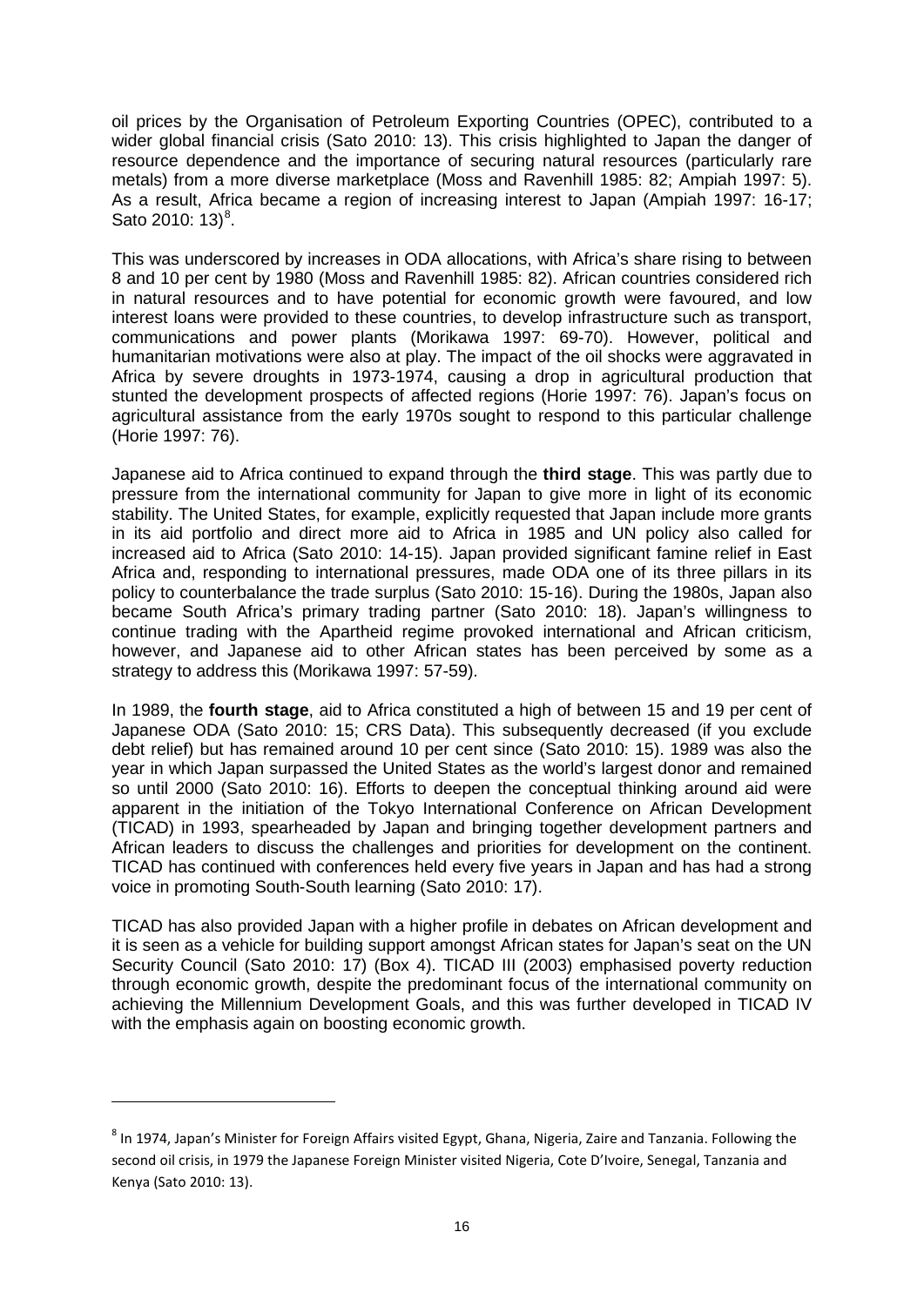oil prices by the Organisation of Petroleum Exporting Countries (OPEC), contributed to a wider global financial crisis (Sato 2010: 13). This crisis highlighted to Japan the danger of resource dependence and the importance of securing natural resources (particularly rare metals) from a more diverse marketplace (Moss and Ravenhill 1985: 82; Ampiah 1997: 5). As a result, Africa became a region of increasing interest to Japan (Ampiah 1997: 16-17; Sato 2010: 13)[8].

This was underscored by increases in ODA allocations, with Africa's share rising to between 8 and 10 per cent by 1980 (Moss and Ravenhill 1985: 82). African countries considered rich in natural resources and to have potential for economic growth were favoured, and low interest loans were provided to these countries, to develop infrastructure such as transport, communications and power plants (Morikawa 1997: 69-70). However, political and humanitarian motivations were also at play. The impact of the oil shocks were aggravated in Africa by severe droughts in 1973-1974, causing a drop in agricultural production that stunted the development prospects of affected regions (Horie 1997: 76). Japan's focus on agricultural assistance from the early 1970s sought to respond to this particular challenge (Horie 1997: 76).

Japanese aid to Africa continued to expand through the **third stage**. This was partly due to pressure from the international community for Japan to give more in light of its economic stability. The United States, for example, explicitly requested that Japan include more grants in its aid portfolio and direct more aid to Africa in 1985 and UN policy also called for increased aid to Africa (Sato 2010: 14-15). Japan provided significant famine relief in East Africa and, responding to international pressures, made ODA one of its three pillars in its policy to counterbalance the trade surplus (Sato 2010: 15-16). During the 1980s, Japan also became South Africa's primary trading partner (Sato 2010: 18). Japan's willingness to continue trading with the Apartheid regime provoked international and African criticism, however, and Japanese aid to other African states has been perceived by some as a strategy to address this (Morikawa 1997: 57-59).

In 1989, the **fourth stage**, aid to Africa constituted a high of between 15 and 19 per cent of Japanese ODA (Sato 2010: 15; CRS Data). This subsequently decreased (if you exclude debt relief) but has remained around 10 per cent since (Sato 2010: 15). 1989 was also the year in which Japan surpassed the United States as the world's largest donor and remained so until 2000 (Sato 2010: 16). Efforts to deepen the conceptual thinking around aid were apparent in the initiation of the Tokyo International Conference on African Development (TICAD) in 1993, spearheaded by Japan and bringing together development partners and African leaders to discuss the challenges and priorities for development on the continent. TICAD has continued with conferences held every five years in Japan and has had a strong voice in promoting South-South learning (Sato 2010: 17).

TICAD has also provided Japan with a higher profile in debates on African development and it is seen as a vehicle for building support amongst African states for Japan's seat on the UN Security Council (Sato 2010: 17) (Box 4). TICAD III (2003) emphasised poverty reduction through economic growth, despite the predominant focus of the international community on achieving the Millennium Development Goals, and this was further developed in TICAD IV with the emphasis again on boosting economic growth.

---

[8] In 1974, Japan's Minister for Foreign Affairs visited Egypt, Ghana, Nigeria, Zaire and Tanzania. Following the second oil crisis, in 1979 the Japanese Foreign Minister visited Nigeria, Cote D'Ivoire, Senegal, Tanzania and Kenya (Sato 2010: 13).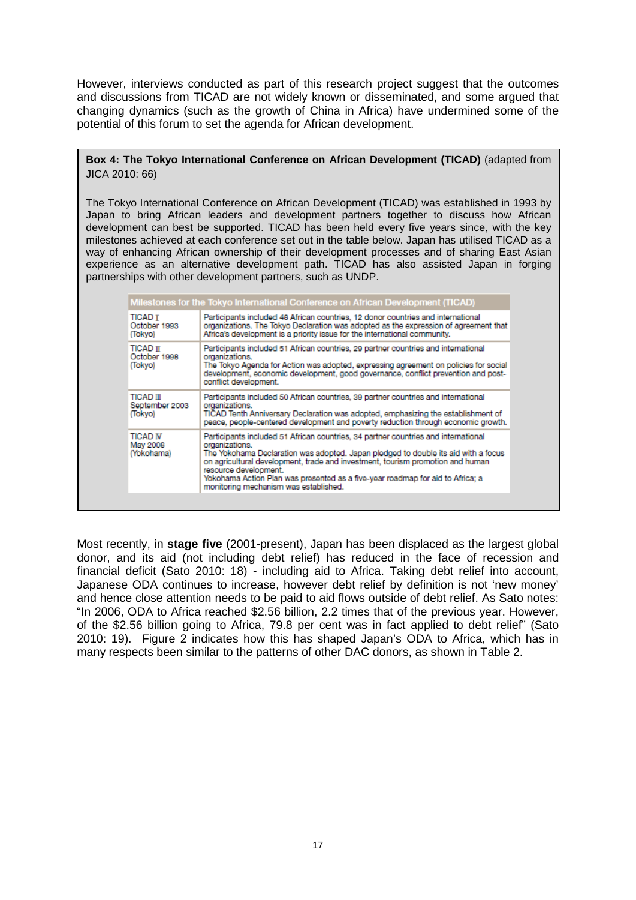However, interviews conducted as part of this research project suggest that the outcomes and discussions from TICAD are not widely known or disseminated, and some argued that changing dynamics (such as the growth of China in Africa) have undermined some of the potential of this forum to set the agenda for African development.

**Box 4: The Tokyo International Conference on African Development (TICAD)** (adapted from JICA 2010: 66)

The Tokyo International Conference on African Development (TICAD) was established in 1993 by Japan to bring African leaders and development partners together to discuss how African development can best be supported. TICAD has been held every five years since, with the key milestones achieved at each conference set out in the table below. Japan has utilised TICAD as a way of enhancing African ownership of their development processes and of sharing East Asian experience as an alternative development path. TICAD has also assisted Japan in forging partnerships with other development partners, such as UNDP.

| Milestones for the Tokyo International Conference on African Development (TICAD) | |
|---|---|
| TICAD I October 1993 (Tokyo) | Participants included 48 African countries, 12 donor countries and international organizations. The Tokyo Declaration was adopted as the expression of agreement that Africa's development is a priority issue for the international community. |
| TICAD II October 1998 (Tokyo) | Participants included 51 African countries, 29 partner countries and international organizations. The Tokyo Agenda for Action was adopted, expressing agreement on policies for social development, economic development, good governance, conflict prevention and post-conflict development. |
| TICAD III September 2003 (Tokyo) | Participants included 50 African countries, 39 partner countries and international organizations. TICAD Tenth Anniversary Declaration was adopted, emphasizing the establishment of peace, people-centered development and poverty reduction through economic growth. |
| TICAD IV May 2008 (Yokohama) | Participants included 51 African countries, 34 partner countries and international organizations. The Yokohama Declaration was adopted. Japan pledged to double its aid with a focus on agricultural development, trade and investment, tourism promotion and human resource development. Yokohama Action Plan was presented as a five-year roadmap for aid to Africa; a monitoring mechanism was established. |

Most recently, in **stage five** (2001-present), Japan has been displaced as the largest global donor, and its aid (not including debt relief) has reduced in the face of recession and financial deficit (Sato 2010: 18) - including aid to Africa. Taking debt relief into account, Japanese ODA continues to increase, however debt relief by definition is not 'new money' and hence close attention needs to be paid to aid flows outside of debt relief. As Sato notes: "In 2006, ODA to Africa reached $2.56 billion, 2.2 times that of the previous year. However, of the $2.56 billion going to Africa, 79.8 per cent was in fact applied to debt relief" (Sato 2010: 19). Figure 2 indicates how this has shaped Japan's ODA to Africa, which has in many respects been similar to the patterns of other DAC donors, as shown in Table 2.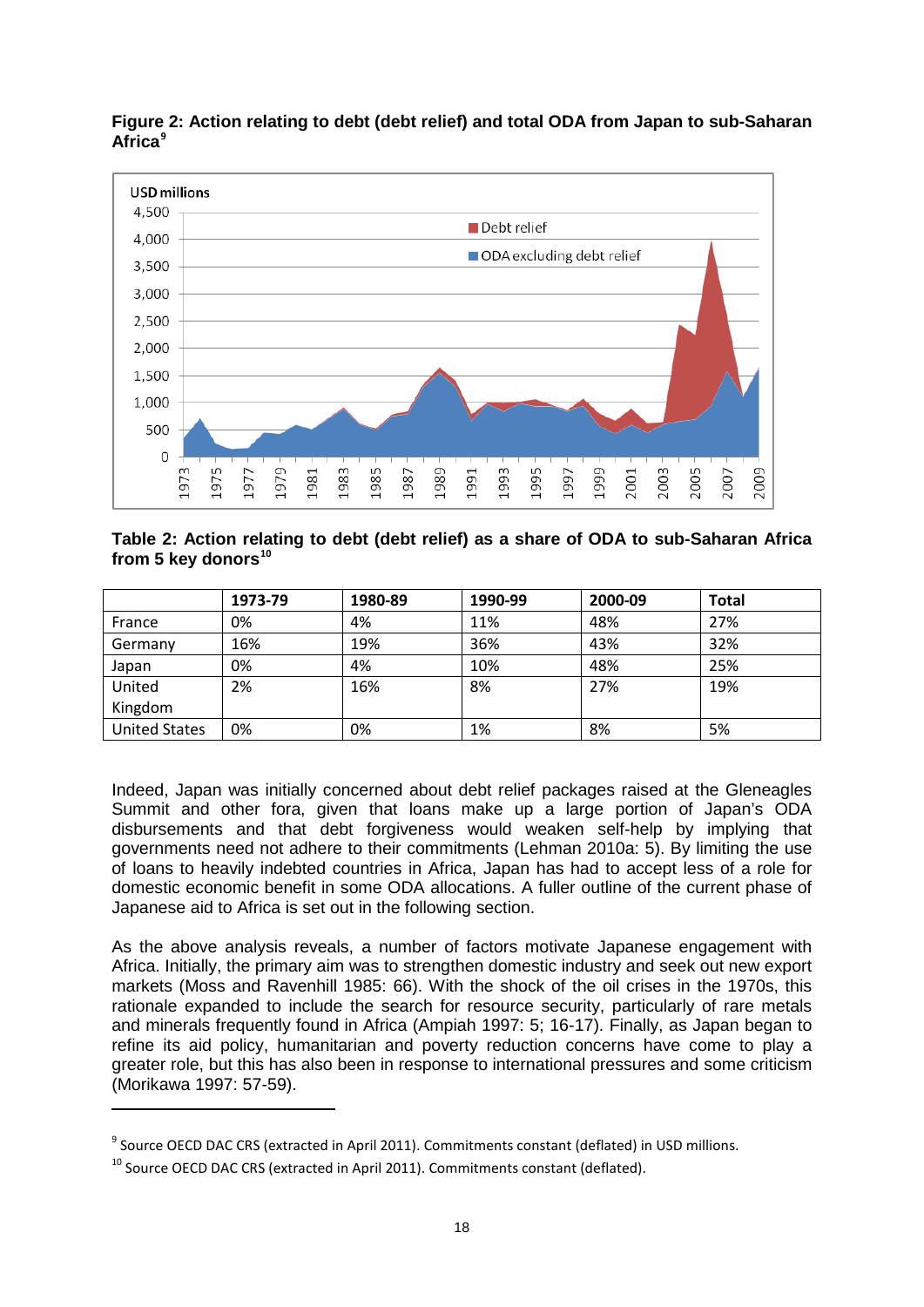**Figure 2: Action relating to debt (debt relief) and total ODA from Japan to sub-Saharan Africa**[9]

**Table 2: Action relating to debt (debt relief) as a share of ODA to sub-Saharan Africa from 5 key donors**[10]

| | 1973-79 | 1980-89 | 1990-99 | 2000-09 | Total |
|---|---|---|---|---|---|
| France | 0% | 4% | 11% | 48% | 27% |
| Germany | 16% | 19% | 36% | 43% | 32% |
| Japan | 0% | 4% | 10% | 48% | 25% |
| United Kingdom | 2% | 16% | 8% | 27% | 19% |
| United States | 0% | 0% | 1% | 8% | 5% |

Indeed, Japan was initially concerned about debt relief packages raised at the Gleneagles Summit and other fora, given that loans make up a large portion of Japan's ODA disbursements and that debt forgiveness would weaken self-help by implying that governments need not adhere to their commitments (Lehman 2010a: 5). By limiting the use of loans to heavily indebted countries in Africa, Japan has had to accept less of a role for domestic economic benefit in some ODA allocations. A fuller outline of the current phase of Japanese aid to Africa is set out in the following section.

As the above analysis reveals, a number of factors motivate Japanese engagement with Africa. Initially, the primary aim was to strengthen domestic industry and seek out new export markets (Moss and Ravenhill 1985: 66). With the shock of the oil crises in the 1970s, this rationale expanded to include the search for resource security, particularly of rare metals and minerals frequently found in Africa (Ampiah 1997: 5; 16-17). Finally, as Japan began to refine its aid policy, humanitarian and poverty reduction concerns have come to play a greater role, but this has also been in response to international pressures and some criticism (Morikawa 1997: 57-59).

---

[9] Source OECD DAC CRS (extracted in April 2011). Commitments constant (deflated) in USD millions.

[10] Source OECD DAC CRS (extracted in April 2011). Commitments constant (deflated).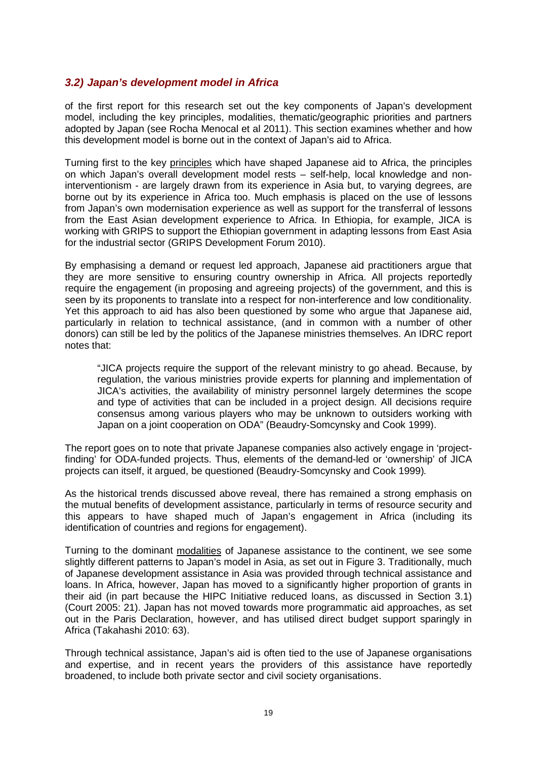### *3.2) Japan's development model in Africa*

of the first report for this research set out the key components of Japan's development model, including the key principles, modalities, thematic/geographic priorities and partners adopted by Japan (see Rocha Menocal et al 2011). This section examines whether and how this development model is borne out in the context of Japan's aid to Africa.

Turning first to the key principles which have shaped Japanese aid to Africa, the principles on which Japan's overall development model rests – self-help, local knowledge and non-interventionism - are largely drawn from its experience in Asia but, to varying degrees, are borne out by its experience in Africa too. Much emphasis is placed on the use of lessons from Japan's own modernisation experience as well as support for the transferral of lessons from the East Asian development experience to Africa. In Ethiopia, for example, JICA is working with GRIPS to support the Ethiopian government in adapting lessons from East Asia for the industrial sector (GRIPS Development Forum 2010).

By emphasising a demand or request led approach, Japanese aid practitioners argue that they are more sensitive to ensuring country ownership in Africa. All projects reportedly require the engagement (in proposing and agreeing projects) of the government, and this is seen by its proponents to translate into a respect for non-interference and low conditionality. Yet this approach to aid has also been questioned by some who argue that Japanese aid, particularly in relation to technical assistance, (and in common with a number of other donors) can still be led by the politics of the Japanese ministries themselves. An IDRC report notes that:

> "JICA projects require the support of the relevant ministry to go ahead. Because, by regulation, the various ministries provide experts for planning and implementation of JICA's activities, the availability of ministry personnel largely determines the scope and type of activities that can be included in a project design. All decisions require consensus among various players who may be unknown to outsiders working with Japan on a joint cooperation on ODA" (Beaudry-Somcynsky and Cook 1999).

The report goes on to note that private Japanese companies also actively engage in 'project-finding' for ODA-funded projects. Thus, elements of the demand-led or 'ownership' of JICA projects can itself, it argued, be questioned (Beaudry-Somcynsky and Cook 1999).

As the historical trends discussed above reveal, there has remained a strong emphasis on the mutual benefits of development assistance, particularly in terms of resource security and this appears to have shaped much of Japan's engagement in Africa (including its identification of countries and regions for engagement).

Turning to the dominant modalities of Japanese assistance to the continent, we see some slightly different patterns to Japan's model in Asia, as set out in Figure 3. Traditionally, much of Japanese development assistance in Asia was provided through technical assistance and loans. In Africa, however, Japan has moved to a significantly higher proportion of grants in their aid (in part because the HIPC Initiative reduced loans, as discussed in Section 3.1) (Court 2005: 21). Japan has not moved towards more programmatic aid approaches, as set out in the Paris Declaration, however, and has utilised direct budget support sparingly in Africa (Takahashi 2010: 63).

Through technical assistance, Japan's aid is often tied to the use of Japanese organisations and expertise, and in recent years the providers of this assistance have reportedly broadened, to include both private sector and civil society organisations.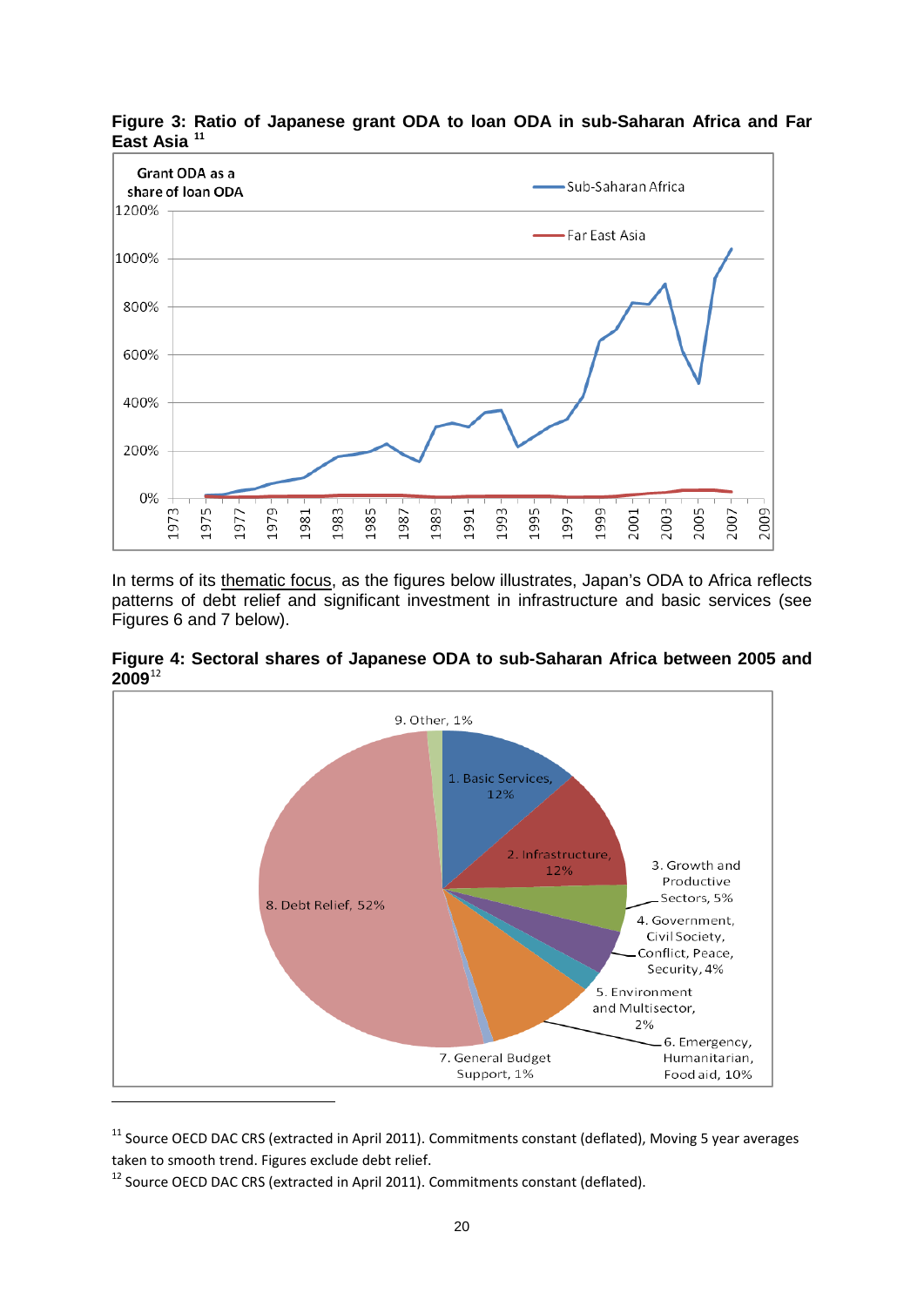**Figure 3: Ratio of Japanese grant ODA to loan ODA in sub-Saharan Africa and Far East Asia** [11]

In terms of its thematic focus, as the figures below illustrates, Japan's ODA to Africa reflects patterns of debt relief and significant investment in infrastructure and basic services (see Figures 6 and 7 below).

**Figure 4: Sectoral shares of Japanese ODA to sub-Saharan Africa between 2005 and 2009**[12]

[11] Source OECD DAC CRS (extracted in April 2011). Commitments constant (deflated), Moving 5 year averages taken to smooth trend. Figures exclude debt relief.

[12] Source OECD DAC CRS (extracted in April 2011). Commitments constant (deflated).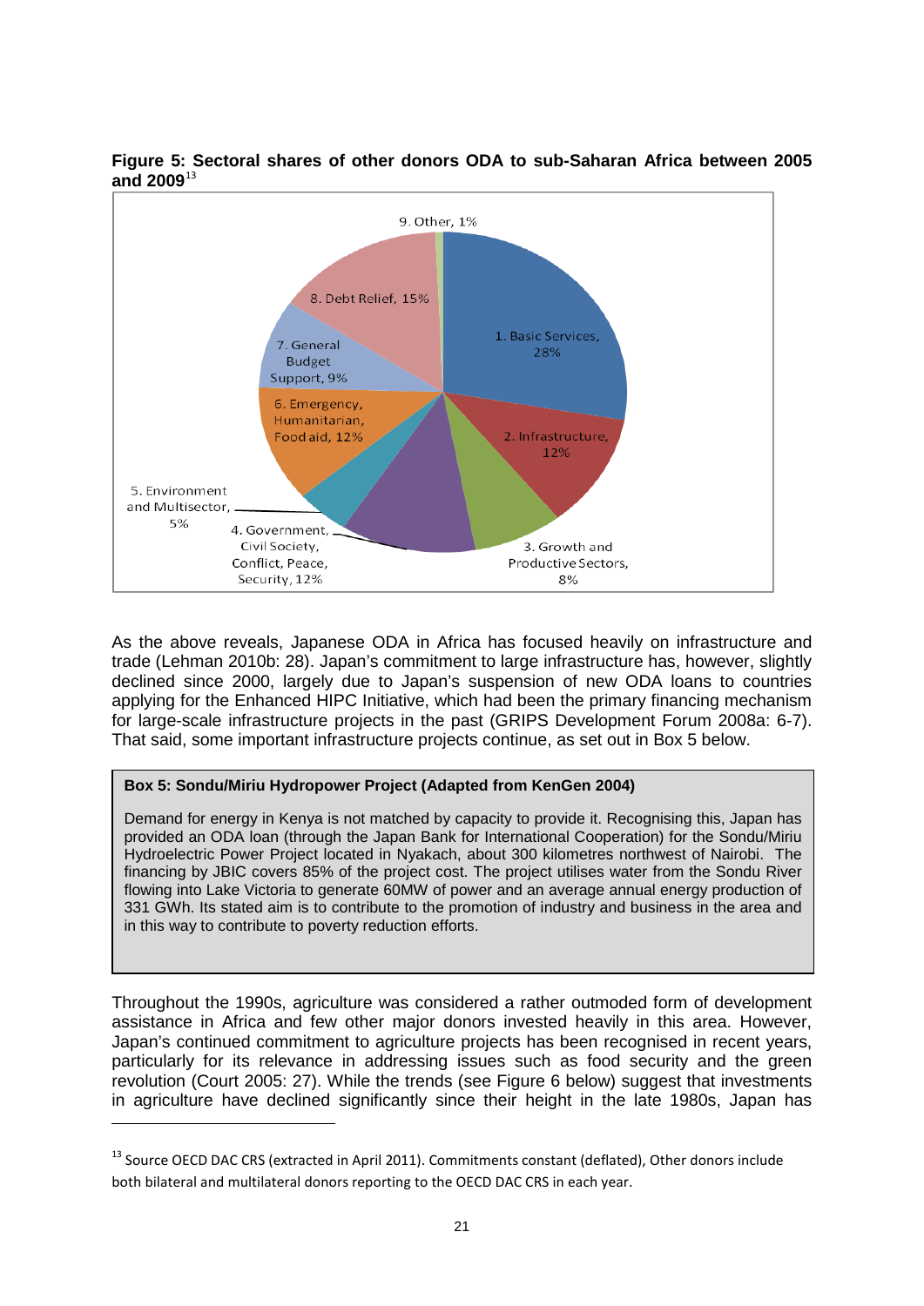**Figure 5: Sectoral shares of other donors ODA to sub-Saharan Africa between 2005 and 2009**[13]

9. Other, 1%

8. Debt Relief, 15%

1. Basic Services, 28%

7. General Budget Support, 9%

6. Emergency, Humanitarian, Food aid, 12%

2. Infrastructure, 12%

5. Environment and Multisector, 5%

4. Government, Civil Society, Conflict, Peace, Security, 12%

3. Growth and Productive Sectors, 8%

As the above reveals, Japanese ODA in Africa has focused heavily on infrastructure and trade (Lehman 2010b: 28). Japan's commitment to large infrastructure has, however, slightly declined since 2000, largely due to Japan's suspension of new ODA loans to countries applying for the Enhanced HIPC Initiative, which had been the primary financing mechanism for large-scale infrastructure projects in the past (GRIPS Development Forum 2008a: 6-7). That said, some important infrastructure projects continue, as set out in Box 5 below.

> **Box 5: Sondu/Miriu Hydropower Project (Adapted from KenGen 2004)**
>
> Demand for energy in Kenya is not matched by capacity to provide it. Recognising this, Japan has provided an ODA loan (through the Japan Bank for International Cooperation) for the Sondu/Miriu Hydroelectric Power Project located in Nyakach, about 300 kilometres northwest of Nairobi. The financing by JBIC covers 85% of the project cost. The project utilises water from the Sondu River flowing into Lake Victoria to generate 60MW of power and an average annual energy production of 331 GWh. Its stated aim is to contribute to the promotion of industry and business in the area and in this way to contribute to poverty reduction efforts.

Throughout the 1990s, agriculture was considered a rather outmoded form of development assistance in Africa and few other major donors invested heavily in this area. However, Japan's continued commitment to agriculture projects has been recognised in recent years, particularly for its relevance in addressing issues such as food security and the green revolution (Court 2005: 27). While the trends (see Figure 6 below) suggest that investments in agriculture have declined significantly since their height in the late 1980s, Japan has

[13] Source OECD DAC CRS (extracted in April 2011). Commitments constant (deflated), Other donors include both bilateral and multilateral donors reporting to the OECD DAC CRS in each year.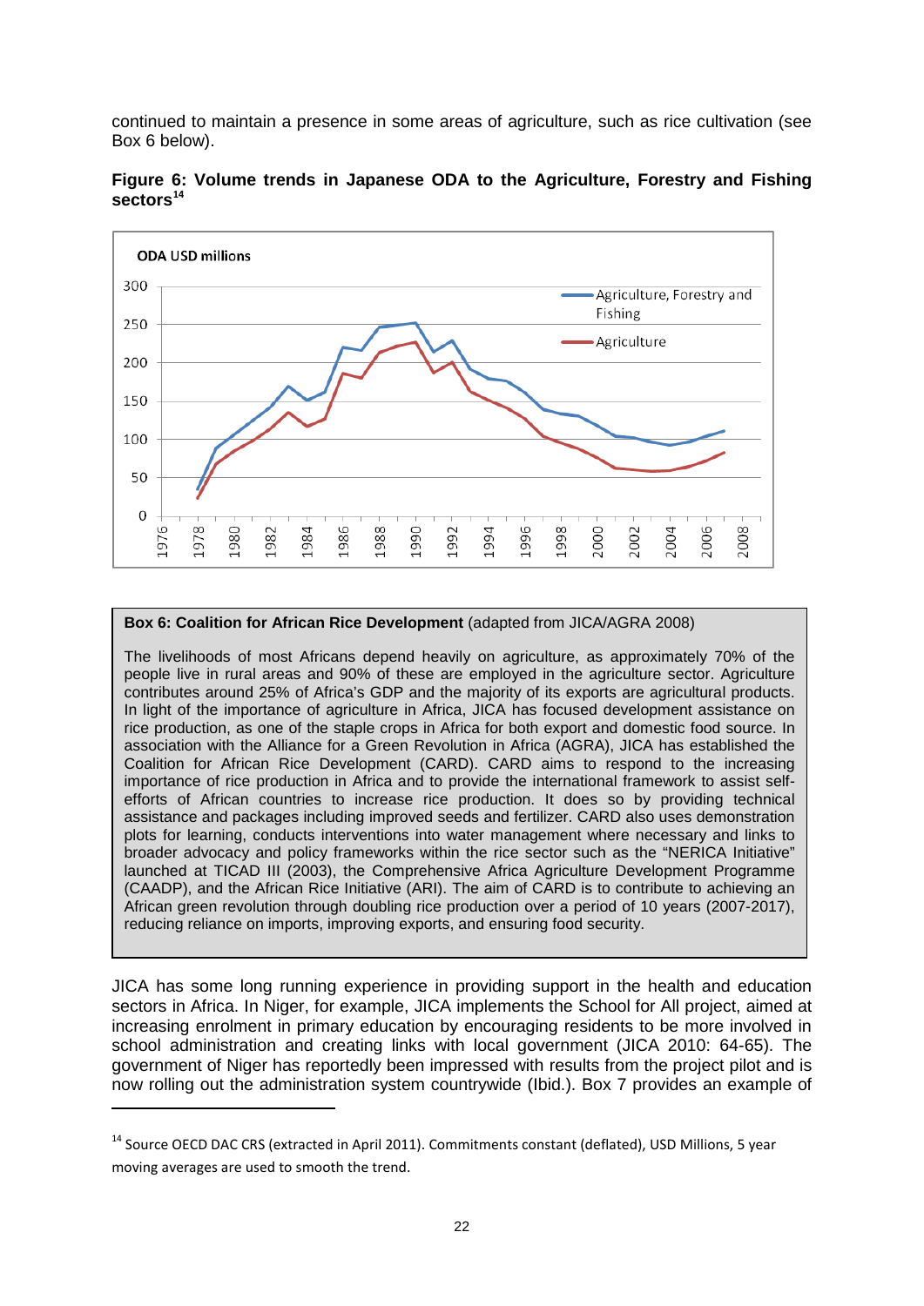continued to maintain a presence in some areas of agriculture, such as rice cultivation (see Box 6 below).

**Figure 6: Volume trends in Japanese ODA to the Agriculture, Forestry and Fishing sectors**[14]

**Box 6: Coalition for African Rice Development** (adapted from JICA/AGRA 2008)

The livelihoods of most Africans depend heavily on agriculture, as approximately 70% of the people live in rural areas and 90% of these are employed in the agriculture sector. Agriculture contributes around 25% of Africa's GDP and the majority of its exports are agricultural products. In light of the importance of agriculture in Africa, JICA has focused development assistance on rice production, as one of the staple crops in Africa for both export and domestic food source. In association with the Alliance for a Green Revolution in Africa (AGRA), JICA has established the Coalition for African Rice Development (CARD). CARD aims to respond to the increasing importance of rice production in Africa and to provide the international framework to assist self-efforts of African countries to increase rice production. It does so by providing technical assistance and packages including improved seeds and fertilizer. CARD also uses demonstration plots for learning, conducts interventions into water management where necessary and links to broader advocacy and policy frameworks within the rice sector such as the "NERICA Initiative" launched at TICAD III (2003), the Comprehensive Africa Agriculture Development Programme (CAADP), and the African Rice Initiative (ARI). The aim of CARD is to contribute to achieving an African green revolution through doubling rice production over a period of 10 years (2007-2017), reducing reliance on imports, improving exports, and ensuring food security.

JICA has some long running experience in providing support in the health and education sectors in Africa. In Niger, for example, JICA implements the School for All project, aimed at increasing enrolment in primary education by encouraging residents to be more involved in school administration and creating links with local government (JICA 2010: 64-65). The government of Niger has reportedly been impressed with results from the project pilot and is now rolling out the administration system countrywide (Ibid.). Box 7 provides an example of

[14] Source OECD DAC CRS (extracted in April 2011). Commitments constant (deflated), USD Millions, 5 year moving averages are used to smooth the trend.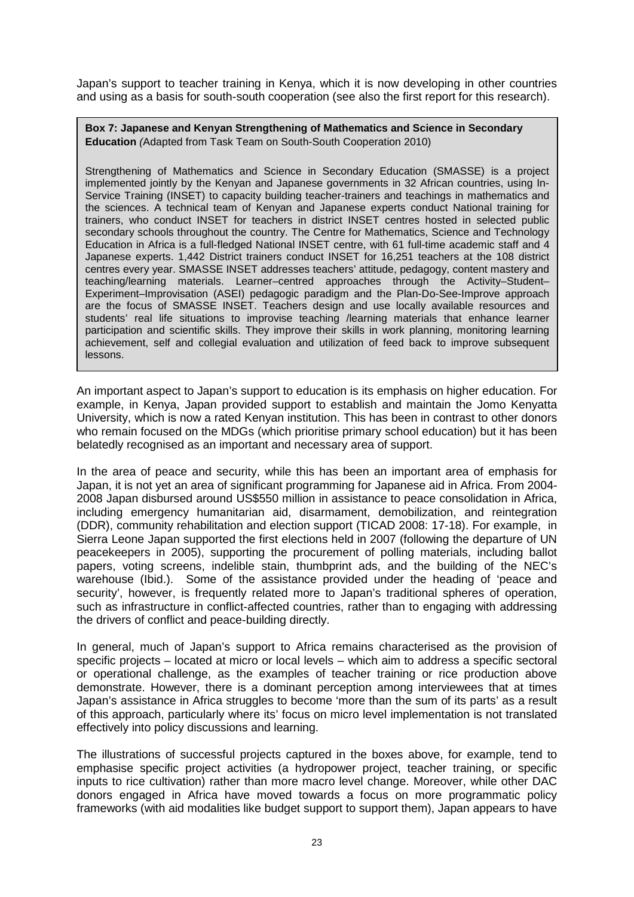Japan's support to teacher training in Kenya, which it is now developing in other countries and using as a basis for south-south cooperation (see also the first report for this research).

> **Box 7: Japanese and Kenyan Strengthening of Mathematics and Science in Secondary Education** *(Adapted from Task Team on South-South Cooperation 2010)*
>
> Strengthening of Mathematics and Science in Secondary Education (SMASSE) is a project implemented jointly by the Kenyan and Japanese governments in 32 African countries, using In-Service Training (INSET) to capacity building teacher-trainers and teachings in mathematics and the sciences. A technical team of Kenyan and Japanese experts conduct National training for trainers, who conduct INSET for teachers in district INSET centres hosted in selected public secondary schools throughout the country. The Centre for Mathematics, Science and Technology Education in Africa is a full-fledged National INSET centre, with 61 full-time academic staff and 4 Japanese experts. 1,442 District trainers conduct INSET for 16,251 teachers at the 108 district centres every year. SMASSE INSET addresses teachers' attitude, pedagogy, content mastery and teaching/learning materials. Learner–centred approaches through the Activity–Student–Experiment–Improvisation (ASEI) pedagogic paradigm and the Plan-Do-See-Improve approach are the focus of SMASSE INSET. Teachers design and use locally available resources and students' real life situations to improvise teaching /learning materials that enhance learner participation and scientific skills. They improve their skills in work planning, monitoring learning achievement, self and collegial evaluation and utilization of feed back to improve subsequent lessons.

An important aspect to Japan's support to education is its emphasis on higher education. For example, in Kenya, Japan provided support to establish and maintain the Jomo Kenyatta University, which is now a rated Kenyan institution. This has been in contrast to other donors who remain focused on the MDGs (which prioritise primary school education) but it has been belatedly recognised as an important and necessary area of support.

In the area of peace and security, while this has been an important area of emphasis for Japan, it is not yet an area of significant programming for Japanese aid in Africa. From 2004-2008 Japan disbursed around US$550 million in assistance to peace consolidation in Africa, including emergency humanitarian aid, disarmament, demobilization, and reintegration (DDR), community rehabilitation and election support (TICAD 2008: 17-18). For example, in Sierra Leone Japan supported the first elections held in 2007 (following the departure of UN peacekeepers in 2005), supporting the procurement of polling materials, including ballot papers, voting screens, indelible stain, thumbprint ads, and the building of the NEC's warehouse (Ibid.). Some of the assistance provided under the heading of 'peace and security', however, is frequently related more to Japan's traditional spheres of operation, such as infrastructure in conflict-affected countries, rather than to engaging with addressing the drivers of conflict and peace-building directly.

In general, much of Japan's support to Africa remains characterised as the provision of specific projects – located at micro or local levels – which aim to address a specific sectoral or operational challenge, as the examples of teacher training or rice production above demonstrate. However, there is a dominant perception among interviewees that at times Japan's assistance in Africa struggles to become 'more than the sum of its parts' as a result of this approach, particularly where its' focus on micro level implementation is not translated effectively into policy discussions and learning.

The illustrations of successful projects captured in the boxes above, for example, tend to emphasise specific project activities (a hydropower project, teacher training, or specific inputs to rice cultivation) rather than more macro level change. Moreover, while other DAC donors engaged in Africa have moved towards a focus on more programmatic policy frameworks (with aid modalities like budget support to support them), Japan appears to have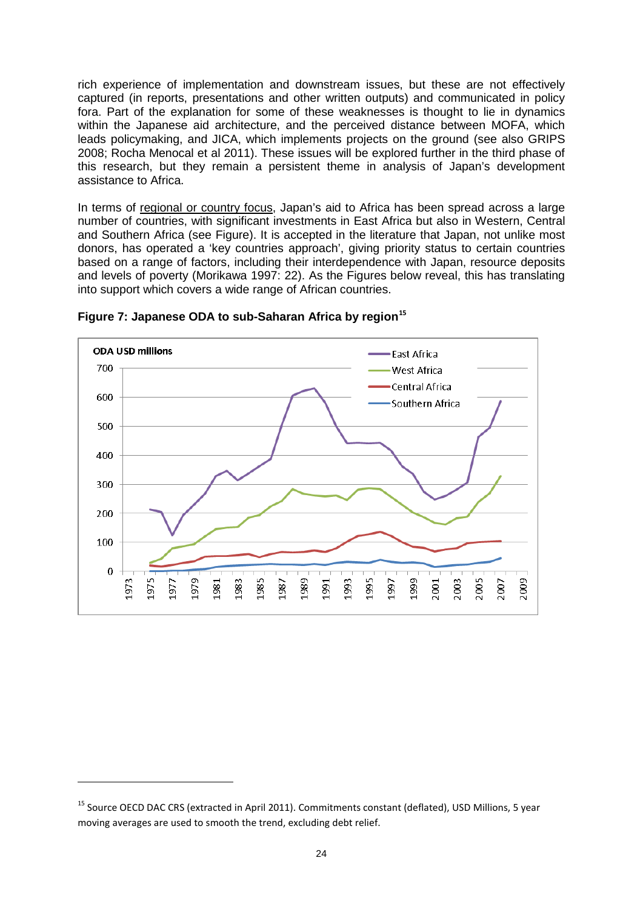rich experience of implementation and downstream issues, but these are not effectively captured (in reports, presentations and other written outputs) and communicated in policy fora. Part of the explanation for some of these weaknesses is thought to lie in dynamics within the Japanese aid architecture, and the perceived distance between MOFA, which leads policymaking, and JICA, which implements projects on the ground (see also GRIPS 2008; Rocha Menocal et al 2011). These issues will be explored further in the third phase of this research, but they remain a persistent theme in analysis of Japan's development assistance to Africa.

In terms of regional or country focus, Japan's aid to Africa has been spread across a large number of countries, with significant investments in East Africa but also in Western, Central and Southern Africa (see Figure). It is accepted in the literature that Japan, not unlike most donors, has operated a 'key countries approach', giving priority status to certain countries based on a range of factors, including their interdependence with Japan, resource deposits and levels of poverty (Morikawa 1997: 22). As the Figures below reveal, this has translating into support which covers a wide range of African countries.

**Figure 7: Japanese ODA to sub-Saharan Africa by region**[15]

---

[15] Source OECD DAC CRS (extracted in April 2011). Commitments constant (deflated), USD Millions, 5 year moving averages are used to smooth the trend, excluding debt relief.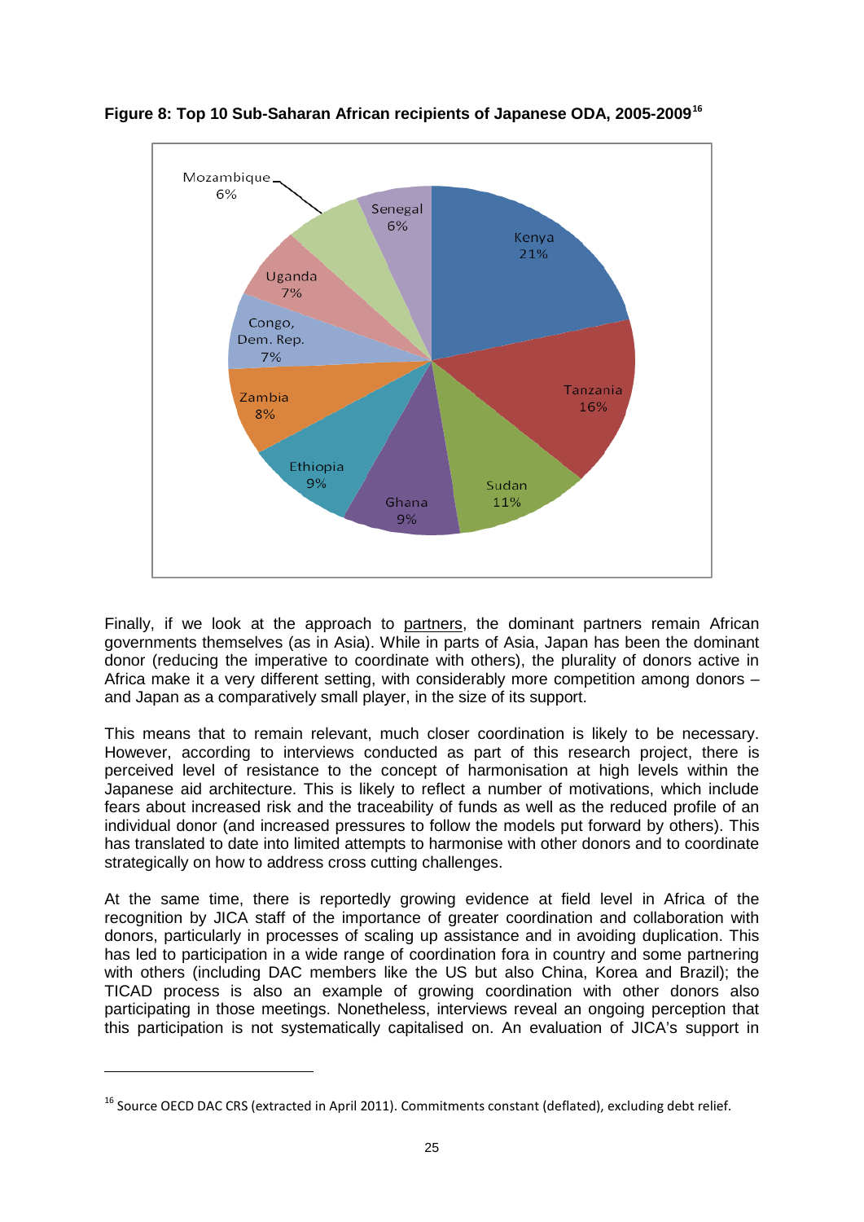**Figure 8: Top 10 Sub-Saharan African recipients of Japanese ODA, 2005-2009**[16]

Finally, if we look at the approach to partners, the dominant partners remain African governments themselves (as in Asia). While in parts of Asia, Japan has been the dominant donor (reducing the imperative to coordinate with others), the plurality of donors active in Africa make it a very different setting, with considerably more competition among donors – and Japan as a comparatively small player, in the size of its support.

This means that to remain relevant, much closer coordination is likely to be necessary. However, according to interviews conducted as part of this research project, there is perceived level of resistance to the concept of harmonisation at high levels within the Japanese aid architecture. This is likely to reflect a number of motivations, which include fears about increased risk and the traceability of funds as well as the reduced profile of an individual donor (and increased pressures to follow the models put forward by others). This has translated to date into limited attempts to harmonise with other donors and to coordinate strategically on how to address cross cutting challenges.

At the same time, there is reportedly growing evidence at field level in Africa of the recognition by JICA staff of the importance of greater coordination and collaboration with donors, particularly in processes of scaling up assistance and in avoiding duplication. This has led to participation in a wide range of coordination fora in country and some partnering with others (including DAC members like the US but also China, Korea and Brazil); the TICAD process is also an example of growing coordination with other donors also participating in those meetings. Nonetheless, interviews reveal an ongoing perception that this participation is not systematically capitalised on. An evaluation of JICA's support in

[16] Source OECD DAC CRS (extracted in April 2011). Commitments constant (deflated), excluding debt relief.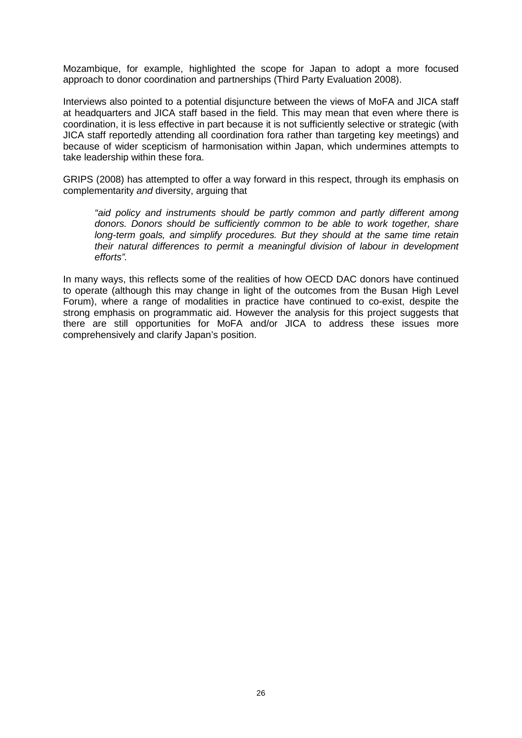Mozambique, for example, highlighted the scope for Japan to adopt a more focused approach to donor coordination and partnerships (Third Party Evaluation 2008).

Interviews also pointed to a potential disjuncture between the views of MoFA and JICA staff at headquarters and JICA staff based in the field. This may mean that even where there is coordination, it is less effective in part because it is not sufficiently selective or strategic (with JICA staff reportedly attending all coordination fora rather than targeting key meetings) and because of wider scepticism of harmonisation within Japan, which undermines attempts to take leadership within these fora.

GRIPS (2008) has attempted to offer a way forward in this respect, through its emphasis on complementarity *and* diversity, arguing that

> *"aid policy and instruments should be partly common and partly different among donors. Donors should be sufficiently common to be able to work together, share long-term goals, and simplify procedures. But they should at the same time retain their natural differences to permit a meaningful division of labour in development efforts".*

In many ways, this reflects some of the realities of how OECD DAC donors have continued to operate (although this may change in light of the outcomes from the Busan High Level Forum), where a range of modalities in practice have continued to co-exist, despite the strong emphasis on programmatic aid. However the analysis for this project suggests that there are still opportunities for MoFA and/or JICA to address these issues more comprehensively and clarify Japan's position.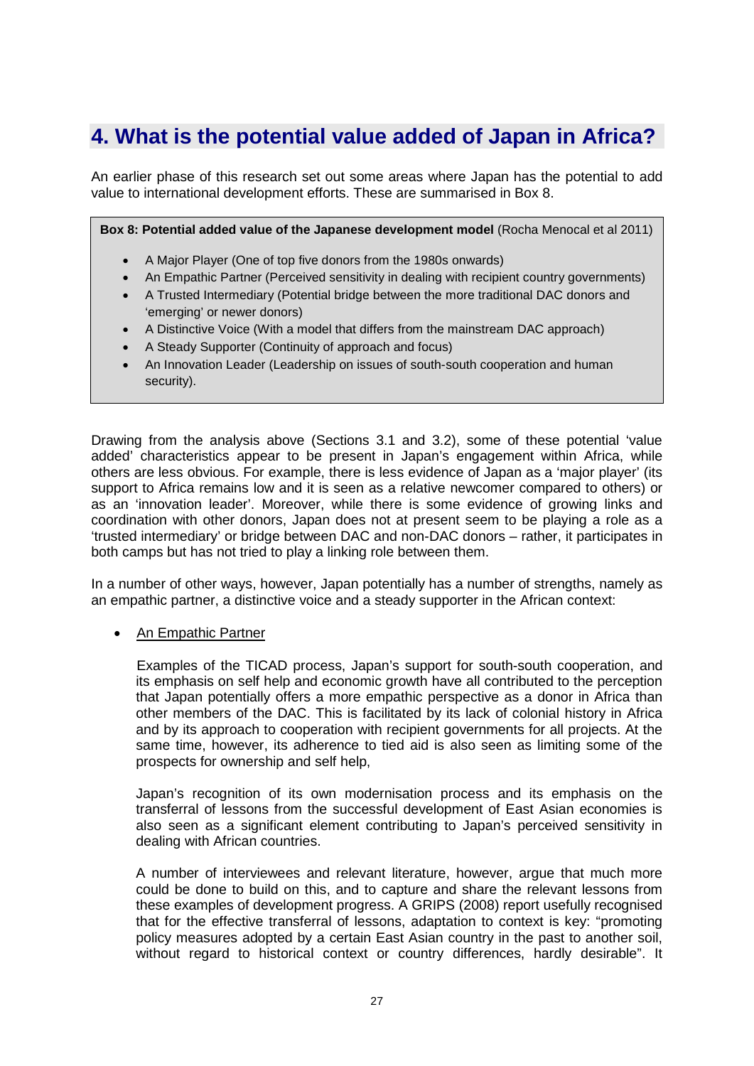# 4. What is the potential value added of Japan in Africa?

An earlier phase of this research set out some areas where Japan has the potential to add value to international development efforts. These are summarised in Box 8.

> **Box 8: Potential added value of the Japanese development model** (Rocha Menocal et al 2011)
>
> - A Major Player (One of top five donors from the 1980s onwards)
> - An Empathic Partner (Perceived sensitivity in dealing with recipient country governments)
> - A Trusted Intermediary (Potential bridge between the more traditional DAC donors and 'emerging' or newer donors)
> - A Distinctive Voice (With a model that differs from the mainstream DAC approach)
> - A Steady Supporter (Continuity of approach and focus)
> - An Innovation Leader (Leadership on issues of south-south cooperation and human security).

Drawing from the analysis above (Sections 3.1 and 3.2), some of these potential 'value added' characteristics appear to be present in Japan's engagement within Africa, while others are less obvious. For example, there is less evidence of Japan as a 'major player' (its support to Africa remains low and it is seen as a relative newcomer compared to others) or as an 'innovation leader'. Moreover, while there is some evidence of growing links and coordination with other donors, Japan does not at present seem to be playing a role as a 'trusted intermediary' or bridge between DAC and non-DAC donors – rather, it participates in both camps but has not tried to play a linking role between them.

In a number of other ways, however, Japan potentially has a number of strengths, namely as an empathic partner, a distinctive voice and a steady supporter in the African context:

- An Empathic Partner

  Examples of the TICAD process, Japan's support for south-south cooperation, and its emphasis on self help and economic growth have all contributed to the perception that Japan potentially offers a more empathic perspective as a donor in Africa than other members of the DAC. This is facilitated by its lack of colonial history in Africa and by its approach to cooperation with recipient governments for all projects. At the same time, however, its adherence to tied aid is also seen as limiting some of the prospects for ownership and self help,

  Japan's recognition of its own modernisation process and its emphasis on the transferral of lessons from the successful development of East Asian economies is also seen as a significant element contributing to Japan's perceived sensitivity in dealing with African countries.

  A number of interviewees and relevant literature, however, argue that much more could be done to build on this, and to capture and share the relevant lessons from these examples of development progress. A GRIPS (2008) report usefully recognised that for the effective transferral of lessons, adaptation to context is key: "promoting policy measures adopted by a certain East Asian country in the past to another soil, without regard to historical context or country differences, hardly desirable". It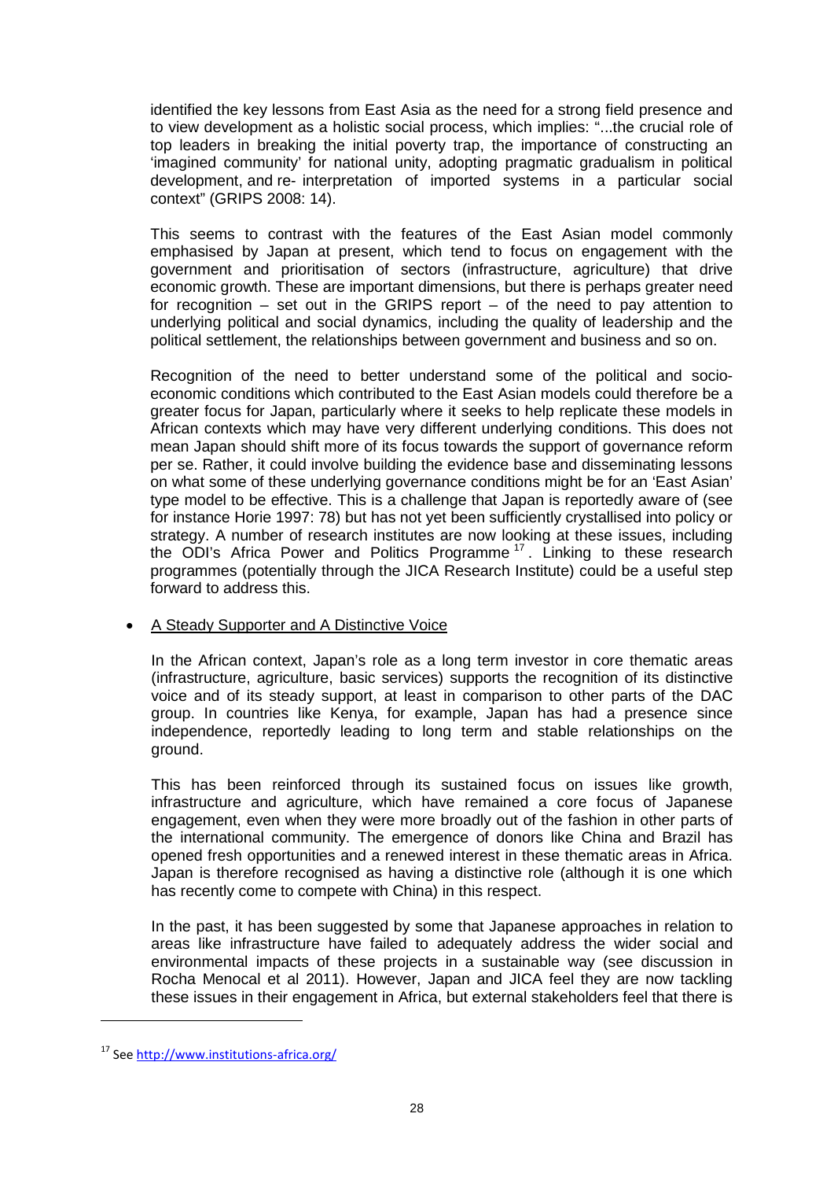identified the key lessons from East Asia as the need for a strong field presence and to view development as a holistic social process, which implies: "...the crucial role of top leaders in breaking the initial poverty trap, the importance of constructing an 'imagined community' for national unity, adopting pragmatic gradualism in political development, and re- interpretation of imported systems in a particular social context" (GRIPS 2008: 14).

This seems to contrast with the features of the East Asian model commonly emphasised by Japan at present, which tend to focus on engagement with the government and prioritisation of sectors (infrastructure, agriculture) that drive economic growth. These are important dimensions, but there is perhaps greater need for recognition – set out in the GRIPS report – of the need to pay attention to underlying political and social dynamics, including the quality of leadership and the political settlement, the relationships between government and business and so on.

Recognition of the need to better understand some of the political and socio-economic conditions which contributed to the East Asian models could therefore be a greater focus for Japan, particularly where it seeks to help replicate these models in African contexts which may have very different underlying conditions. This does not mean Japan should shift more of its focus towards the support of governance reform per se. Rather, it could involve building the evidence base and disseminating lessons on what some of these underlying governance conditions might be for an 'East Asian' type model to be effective. This is a challenge that Japan is reportedly aware of (see for instance Horie 1997: 78) but has not yet been sufficiently crystallised into policy or strategy. A number of research institutes are now looking at these issues, including the ODI's Africa Power and Politics Programme [17]. Linking to these research programmes (potentially through the JICA Research Institute) could be a useful step forward to address this.

- A Steady Supporter and A Distinctive Voice

In the African context, Japan's role as a long term investor in core thematic areas (infrastructure, agriculture, basic services) supports the recognition of its distinctive voice and of its steady support, at least in comparison to other parts of the DAC group. In countries like Kenya, for example, Japan has had a presence since independence, reportedly leading to long term and stable relationships on the ground.

This has been reinforced through its sustained focus on issues like growth, infrastructure and agriculture, which have remained a core focus of Japanese engagement, even when they were more broadly out of the fashion in other parts of the international community. The emergence of donors like China and Brazil has opened fresh opportunities and a renewed interest in these thematic areas in Africa. Japan is therefore recognised as having a distinctive role (although it is one which has recently come to compete with China) in this respect.

In the past, it has been suggested by some that Japanese approaches in relation to areas like infrastructure have failed to adequately address the wider social and environmental impacts of these projects in a sustainable way (see discussion in Rocha Menocal et al 2011). However, Japan and JICA feel they are now tackling these issues in their engagement in Africa, but external stakeholders feel that there is

[17] See http://www.institutions-africa.org/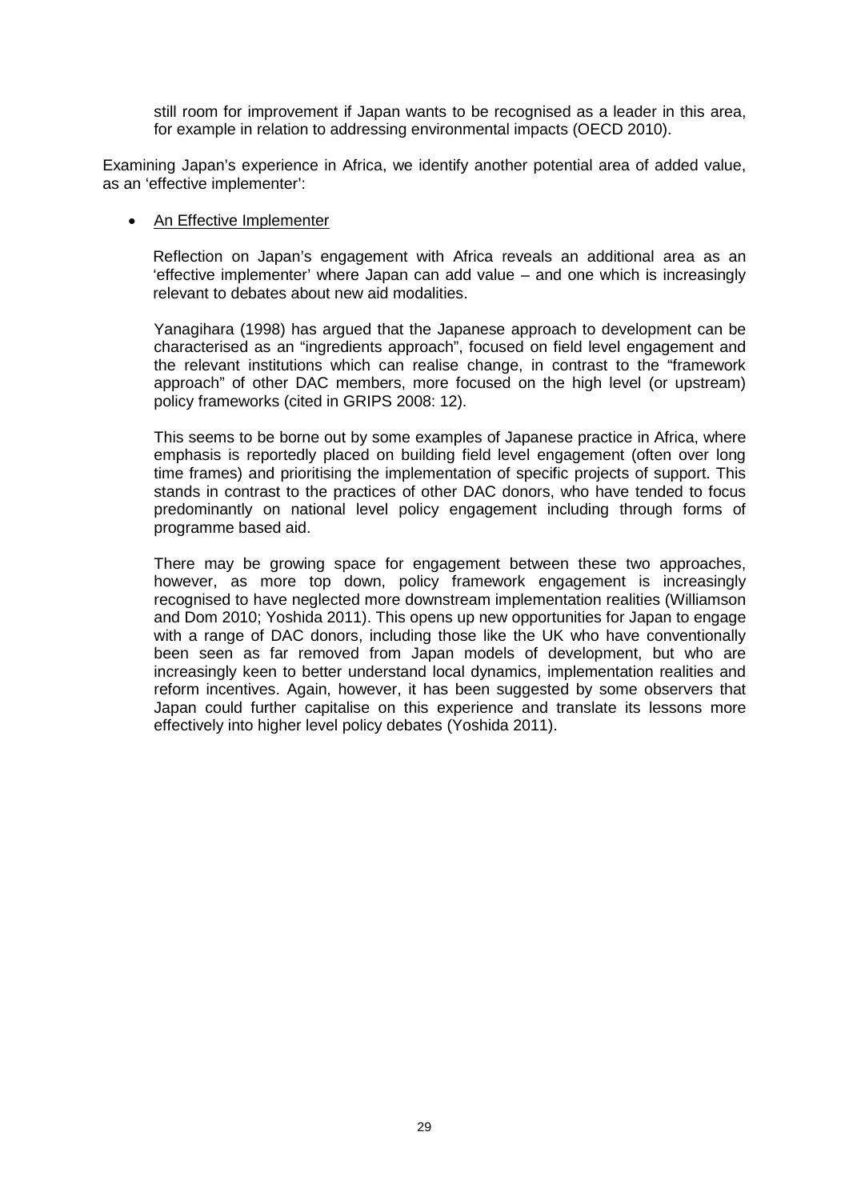still room for improvement if Japan wants to be recognised as a leader in this area, for example in relation to addressing environmental impacts (OECD 2010).

Examining Japan's experience in Africa, we identify another potential area of added value, as an 'effective implementer':

- <u>An Effective Implementer</u>

  Reflection on Japan's engagement with Africa reveals an additional area as an 'effective implementer' where Japan can add value – and one which is increasingly relevant to debates about new aid modalities.

  Yanagihara (1998) has argued that the Japanese approach to development can be characterised as an "ingredients approach", focused on field level engagement and the relevant institutions which can realise change, in contrast to the "framework approach" of other DAC members, more focused on the high level (or upstream) policy frameworks (cited in GRIPS 2008: 12).

  This seems to be borne out by some examples of Japanese practice in Africa, where emphasis is reportedly placed on building field level engagement (often over long time frames) and prioritising the implementation of specific projects of support. This stands in contrast to the practices of other DAC donors, who have tended to focus predominantly on national level policy engagement including through forms of programme based aid.

  There may be growing space for engagement between these two approaches, however, as more top down, policy framework engagement is increasingly recognised to have neglected more downstream implementation realities (Williamson and Dom 2010; Yoshida 2011). This opens up new opportunities for Japan to engage with a range of DAC donors, including those like the UK who have conventionally been seen as far removed from Japan models of development, but who are increasingly keen to better understand local dynamics, implementation realities and reform incentives. Again, however, it has been suggested by some observers that Japan could further capitalise on this experience and translate its lessons more effectively into higher level policy debates (Yoshida 2011).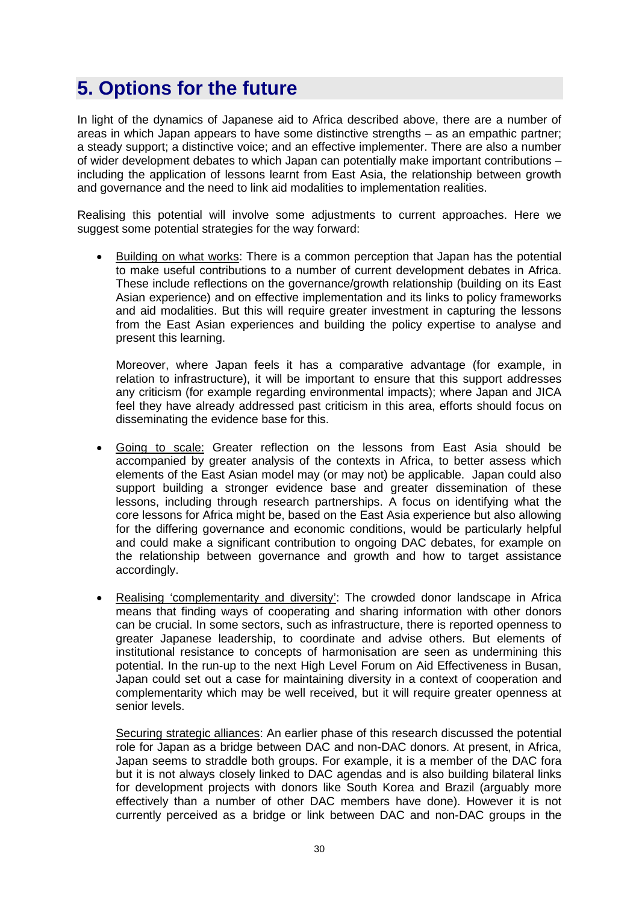# 5. Options for the future

In light of the dynamics of Japanese aid to Africa described above, there are a number of areas in which Japan appears to have some distinctive strengths – as an empathic partner; a steady support; a distinctive voice; and an effective implementer. There are also a number of wider development debates to which Japan can potentially make important contributions – including the application of lessons learnt from East Asia, the relationship between growth and governance and the need to link aid modalities to implementation realities.

Realising this potential will involve some adjustments to current approaches. Here we suggest some potential strategies for the way forward:

- Building on what works: There is a common perception that Japan has the potential to make useful contributions to a number of current development debates in Africa. These include reflections on the governance/growth relationship (building on its East Asian experience) and on effective implementation and its links to policy frameworks and aid modalities. But this will require greater investment in capturing the lessons from the East Asian experiences and building the policy expertise to analyse and present this learning.

  Moreover, where Japan feels it has a comparative advantage (for example, in relation to infrastructure), it will be important to ensure that this support addresses any criticism (for example regarding environmental impacts); where Japan and JICA feel they have already addressed past criticism in this area, efforts should focus on disseminating the evidence base for this.

- Going to scale: Greater reflection on the lessons from East Asia should be accompanied by greater analysis of the contexts in Africa, to better assess which elements of the East Asian model may (or may not) be applicable. Japan could also support building a stronger evidence base and greater dissemination of these lessons, including through research partnerships. A focus on identifying what the core lessons for Africa might be, based on the East Asia experience but also allowing for the differing governance and economic conditions, would be particularly helpful and could make a significant contribution to ongoing DAC debates, for example on the relationship between governance and growth and how to target assistance accordingly.

- Realising 'complementarity and diversity': The crowded donor landscape in Africa means that finding ways of cooperating and sharing information with other donors can be crucial. In some sectors, such as infrastructure, there is reported openness to greater Japanese leadership, to coordinate and advise others. But elements of institutional resistance to concepts of harmonisation are seen as undermining this potential. In the run-up to the next High Level Forum on Aid Effectiveness in Busan, Japan could set out a case for maintaining diversity in a context of cooperation and complementarity which may be well received, but it will require greater openness at senior levels.

  Securing strategic alliances: An earlier phase of this research discussed the potential role for Japan as a bridge between DAC and non-DAC donors. At present, in Africa, Japan seems to straddle both groups. For example, it is a member of the DAC fora but it is not always closely linked to DAC agendas and is also building bilateral links for development projects with donors like South Korea and Brazil (arguably more effectively than a number of other DAC members have done). However it is not currently perceived as a bridge or link between DAC and non-DAC groups in the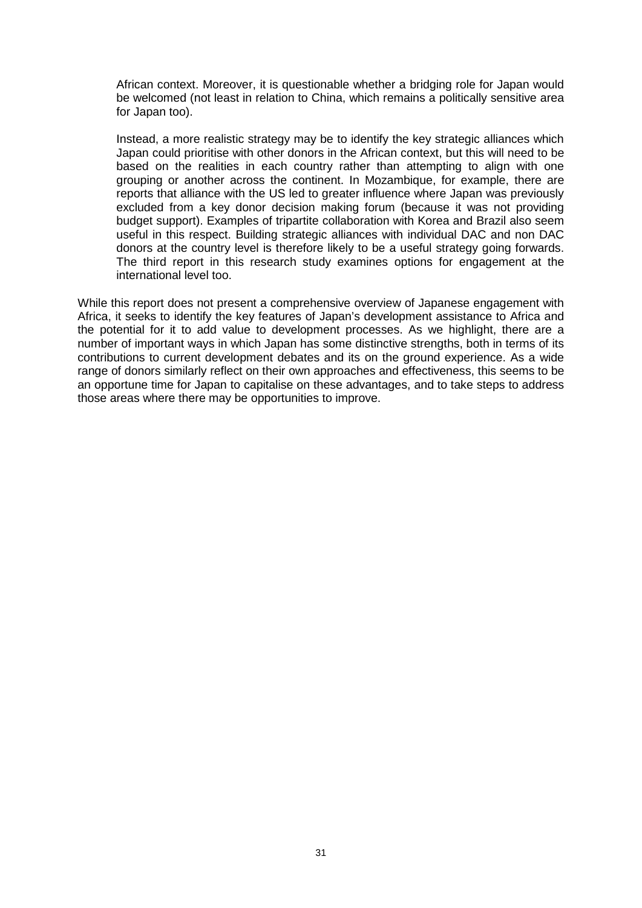African context. Moreover, it is questionable whether a bridging role for Japan would be welcomed (not least in relation to China, which remains a politically sensitive area for Japan too).

Instead, a more realistic strategy may be to identify the key strategic alliances which Japan could prioritise with other donors in the African context, but this will need to be based on the realities in each country rather than attempting to align with one grouping or another across the continent. In Mozambique, for example, there are reports that alliance with the US led to greater influence where Japan was previously excluded from a key donor decision making forum (because it was not providing budget support). Examples of tripartite collaboration with Korea and Brazil also seem useful in this respect. Building strategic alliances with individual DAC and non DAC donors at the country level is therefore likely to be a useful strategy going forwards. The third report in this research study examines options for engagement at the international level too.

While this report does not present a comprehensive overview of Japanese engagement with Africa, it seeks to identify the key features of Japan's development assistance to Africa and the potential for it to add value to development processes. As we highlight, there are a number of important ways in which Japan has some distinctive strengths, both in terms of its contributions to current development debates and its on the ground experience. As a wide range of donors similarly reflect on their own approaches and effectiveness, this seems to be an opportune time for Japan to capitalise on these advantages, and to take steps to address those areas where there may be opportunities to improve.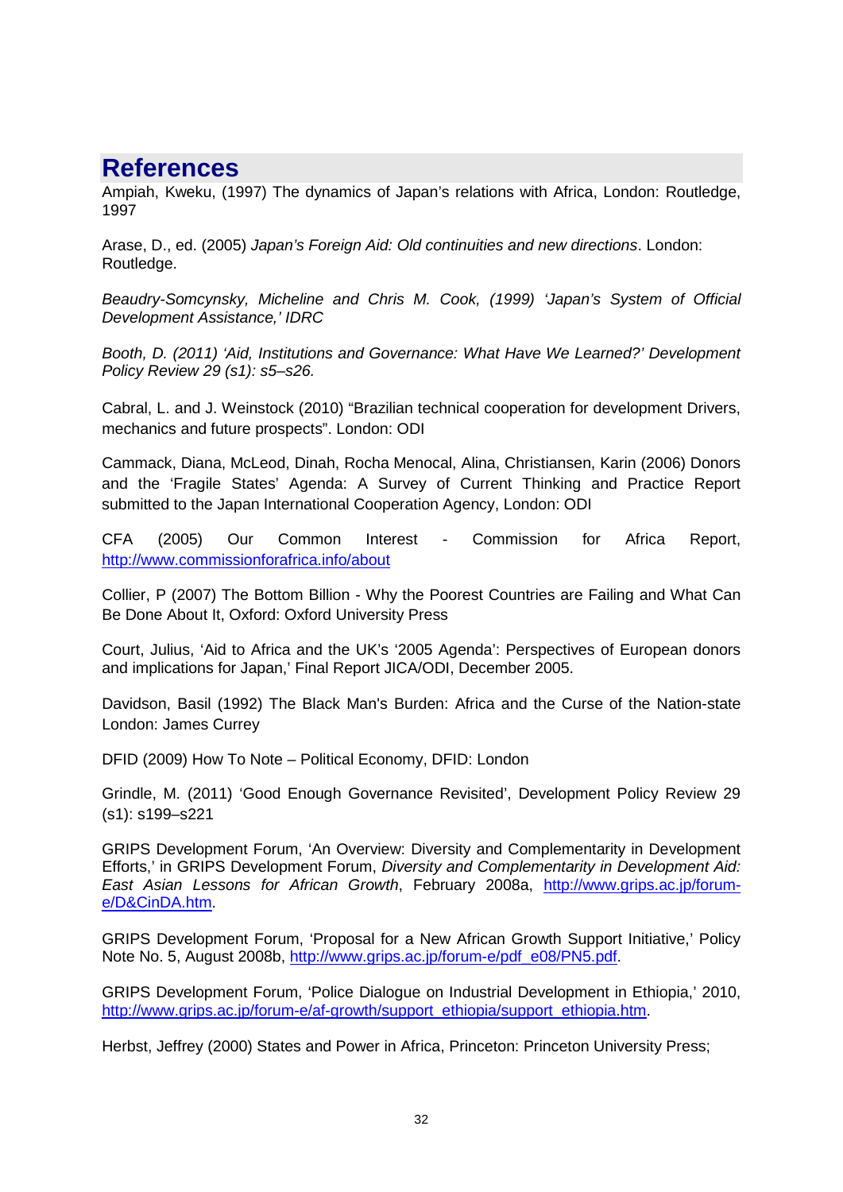# References

Ampiah, Kweku, (1997) The dynamics of Japan's relations with Africa, London: Routledge, 1997

Arase, D., ed. (2005) *Japan's Foreign Aid: Old continuities and new directions*. London: Routledge.

*Beaudry-Somcynsky, Micheline and Chris M. Cook, (1999) 'Japan's System of Official Development Assistance,' IDRC*

*Booth, D. (2011) 'Aid, Institutions and Governance: What Have We Learned?' Development Policy Review 29 (s1): s5–s26.*

Cabral, L. and J. Weinstock (2010) "Brazilian technical cooperation for development Drivers, mechanics and future prospects". London: ODI

Cammack, Diana, McLeod, Dinah, Rocha Menocal, Alina, Christiansen, Karin (2006) Donors and the 'Fragile States' Agenda: A Survey of Current Thinking and Practice Report submitted to the Japan International Cooperation Agency, London: ODI

CFA (2005) Our Common Interest - Commission for Africa Report, http://www.commissionforafrica.info/about

Collier, P (2007) The Bottom Billion - Why the Poorest Countries are Failing and What Can Be Done About It, Oxford: Oxford University Press

Court, Julius, 'Aid to Africa and the UK's '2005 Agenda': Perspectives of European donors and implications for Japan,' Final Report JICA/ODI, December 2005.

Davidson, Basil (1992) The Black Man's Burden: Africa and the Curse of the Nation-state London: James Currey

DFID (2009) How To Note – Political Economy, DFID: London

Grindle, M. (2011) 'Good Enough Governance Revisited', Development Policy Review 29 (s1): s199–s221

GRIPS Development Forum, 'An Overview: Diversity and Complementarity in Development Efforts,' in GRIPS Development Forum, *Diversity and Complementarity in Development Aid: East Asian Lessons for African Growth*, February 2008a, http://www.grips.ac.jp/forum-e/D&CinDA.htm.

GRIPS Development Forum, 'Proposal for a New African Growth Support Initiative,' Policy Note No. 5, August 2008b, http://www.grips.ac.jp/forum-e/pdf_e08/PN5.pdf.

GRIPS Development Forum, 'Police Dialogue on Industrial Development in Ethiopia,' 2010, http://www.grips.ac.jp/forum-e/af-growth/support_ethiopia/support_ethiopia.htm.

Herbst, Jeffrey (2000) States and Power in Africa, Princeton: Princeton University Press;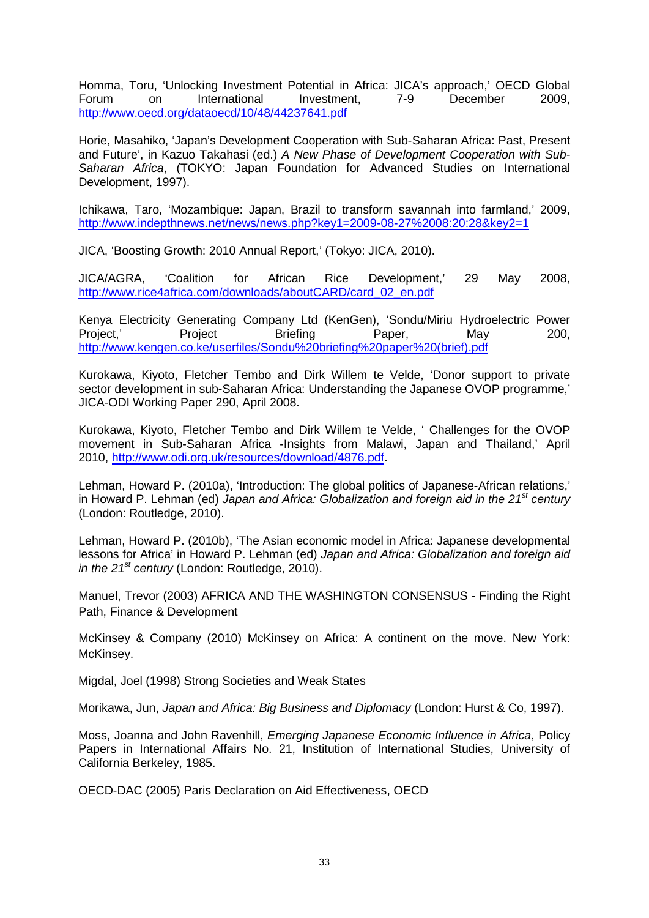Homma, Toru, 'Unlocking Investment Potential in Africa: JICA's approach,' OECD Global Forum on International Investment, 7-9 December 2009, http://www.oecd.org/dataoecd/10/48/44237641.pdf

Horie, Masahiko, 'Japan's Development Cooperation with Sub-Saharan Africa: Past, Present and Future', in Kazuo Takahasi (ed.) *A New Phase of Development Cooperation with Sub-Saharan Africa*, (TOKYO: Japan Foundation for Advanced Studies on International Development, 1997).

Ichikawa, Taro, 'Mozambique: Japan, Brazil to transform savannah into farmland,' 2009, http://www.indepthnews.net/news/news.php?key1=2009-08-27%2008:20:28&key2=1

JICA, 'Boosting Growth: 2010 Annual Report,' (Tokyo: JICA, 2010).

JICA/AGRA, 'Coalition for African Rice Development,' 29 May 2008, http://www.rice4africa.com/downloads/aboutCARD/card_02_en.pdf

Kenya Electricity Generating Company Ltd (KenGen), 'Sondu/Miriu Hydroelectric Power Project,' Project Briefing Paper, May 200, http://www.kengen.co.ke/userfiles/Sondu%20briefing%20paper%20(brief).pdf

Kurokawa, Kiyoto, Fletcher Tembo and Dirk Willem te Velde, 'Donor support to private sector development in sub-Saharan Africa: Understanding the Japanese OVOP programme,' JICA-ODI Working Paper 290, April 2008.

Kurokawa, Kiyoto, Fletcher Tembo and Dirk Willem te Velde, ' Challenges for the OVOP movement in Sub-Saharan Africa -Insights from Malawi, Japan and Thailand,' April 2010, http://www.odi.org.uk/resources/download/4876.pdf.

Lehman, Howard P. (2010a), 'Introduction: The global politics of Japanese-African relations,' in Howard P. Lehman (ed) *Japan and Africa: Globalization and foreign aid in the 21st century* (London: Routledge, 2010).

Lehman, Howard P. (2010b), 'The Asian economic model in Africa: Japanese developmental lessons for Africa' in Howard P. Lehman (ed) *Japan and Africa: Globalization and foreign aid in the 21st century* (London: Routledge, 2010).

Manuel, Trevor (2003) AFRICA AND THE WASHINGTON CONSENSUS - Finding the Right Path, Finance & Development

McKinsey & Company (2010) McKinsey on Africa: A continent on the move. New York: McKinsey.

Migdal, Joel (1998) Strong Societies and Weak States

Morikawa, Jun, *Japan and Africa: Big Business and Diplomacy* (London: Hurst & Co, 1997).

Moss, Joanna and John Ravenhill, *Emerging Japanese Economic Influence in Africa*, Policy Papers in International Affairs No. 21, Institution of International Studies, University of California Berkeley, 1985.

OECD-DAC (2005) Paris Declaration on Aid Effectiveness, OECD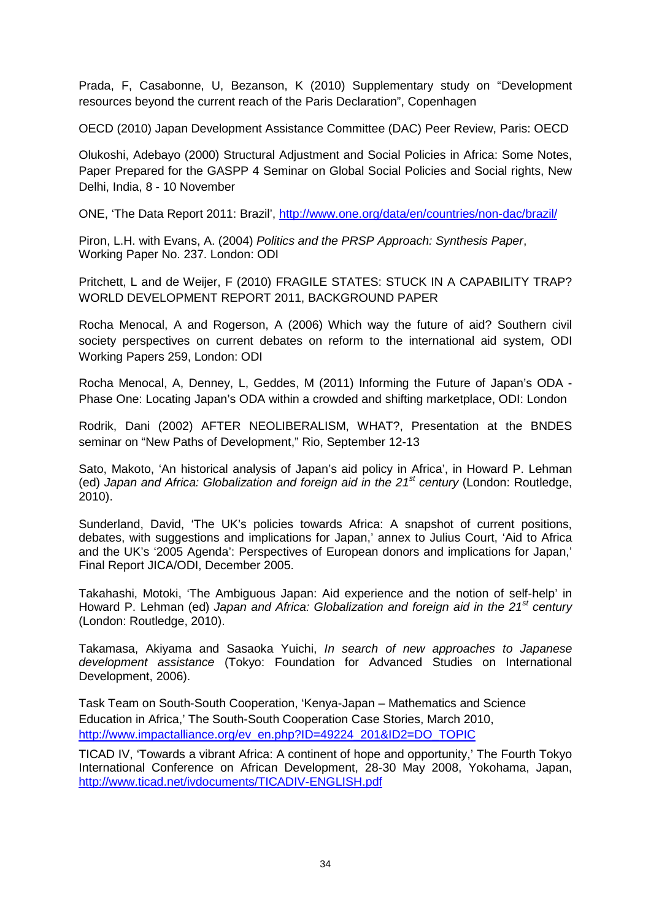Prada, F, Casabonne, U, Bezanson, K (2010) Supplementary study on "Development resources beyond the current reach of the Paris Declaration", Copenhagen

OECD (2010) Japan Development Assistance Committee (DAC) Peer Review, Paris: OECD

Olukoshi, Adebayo (2000) Structural Adjustment and Social Policies in Africa: Some Notes, Paper Prepared for the GASPP 4 Seminar on Global Social Policies and Social rights, New Delhi, India, 8 - 10 November

ONE, 'The Data Report 2011: Brazil', http://www.one.org/data/en/countries/non-dac/brazil/

Piron, L.H. with Evans, A. (2004) *Politics and the PRSP Approach: Synthesis Paper*, Working Paper No. 237. London: ODI

Pritchett, L and de Weijer, F (2010) FRAGILE STATES: STUCK IN A CAPABILITY TRAP? WORLD DEVELOPMENT REPORT 2011, BACKGROUND PAPER

Rocha Menocal, A and Rogerson, A (2006) Which way the future of aid? Southern civil society perspectives on current debates on reform to the international aid system, ODI Working Papers 259, London: ODI

Rocha Menocal, A, Denney, L, Geddes, M (2011) Informing the Future of Japan's ODA - Phase One: Locating Japan's ODA within a crowded and shifting marketplace, ODI: London

Rodrik, Dani (2002) AFTER NEOLIBERALISM, WHAT?, Presentation at the BNDES seminar on "New Paths of Development," Rio, September 12-13

Sato, Makoto, 'An historical analysis of Japan's aid policy in Africa', in Howard P. Lehman (ed) *Japan and Africa: Globalization and foreign aid in the 21st century* (London: Routledge, 2010).

Sunderland, David, 'The UK's policies towards Africa: A snapshot of current positions, debates, with suggestions and implications for Japan,' annex to Julius Court, 'Aid to Africa and the UK's '2005 Agenda': Perspectives of European donors and implications for Japan,' Final Report JICA/ODI, December 2005.

Takahashi, Motoki, 'The Ambiguous Japan: Aid experience and the notion of self-help' in Howard P. Lehman (ed) *Japan and Africa: Globalization and foreign aid in the 21st century* (London: Routledge, 2010).

Takamasa, Akiyama and Sasaoka Yuichi, *In search of new approaches to Japanese development assistance* (Tokyo: Foundation for Advanced Studies on International Development, 2006).

Task Team on South-South Cooperation, 'Kenya-Japan – Mathematics and Science Education in Africa,' The South-South Cooperation Case Stories, March 2010, http://www.impactalliance.org/ev_en.php?ID=49224_201&ID2=DO_TOPIC

TICAD IV, 'Towards a vibrant Africa: A continent of hope and opportunity,' The Fourth Tokyo International Conference on African Development, 28-30 May 2008, Yokohama, Japan, http://www.ticad.net/ivdocuments/TICADIV-ENGLISH.pdf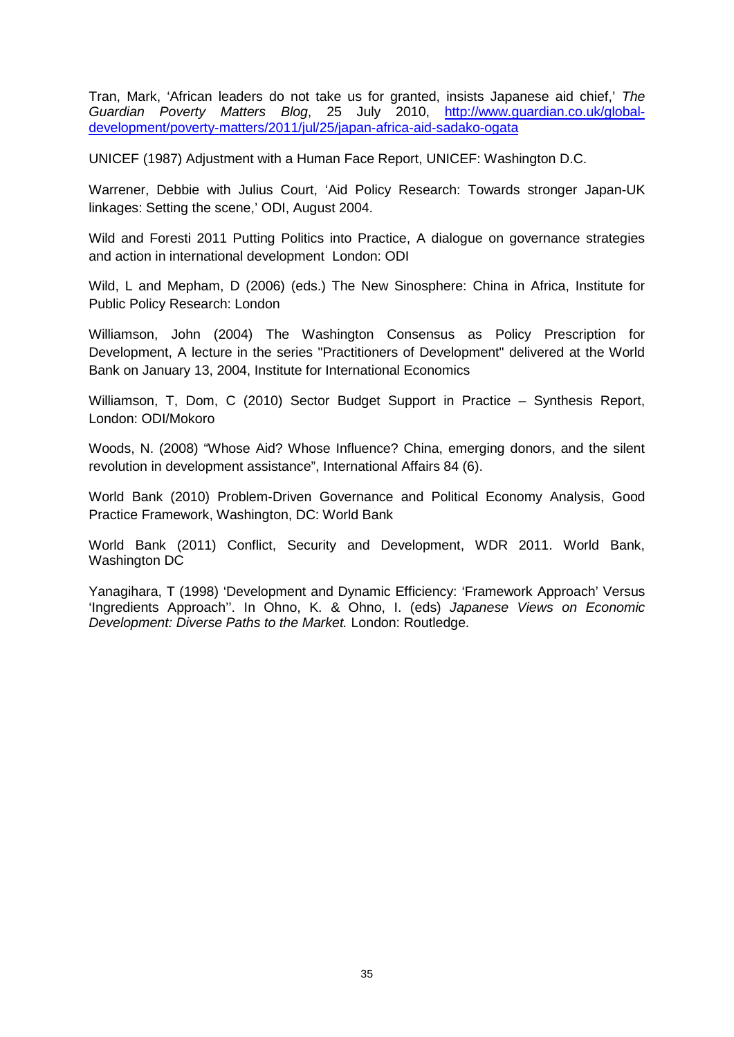Tran, Mark, 'African leaders do not take us for granted, insists Japanese aid chief,' *The Guardian Poverty Matters Blog*, 25 July 2010, [http://www.guardian.co.uk/global-development/poverty-matters/2011/jul/25/japan-africa-aid-sadako-ogata](http://www.guardian.co.uk/global-development/poverty-matters/2011/jul/25/japan-africa-aid-sadako-ogata)

UNICEF (1987) Adjustment with a Human Face Report, UNICEF: Washington D.C.

Warrener, Debbie with Julius Court, 'Aid Policy Research: Towards stronger Japan-UK linkages: Setting the scene,' ODI, August 2004.

Wild and Foresti 2011 Putting Politics into Practice, A dialogue on governance strategies and action in international development London: ODI

Wild, L and Mepham, D (2006) (eds.) The New Sinosphere: China in Africa, Institute for Public Policy Research: London

Williamson, John (2004) The Washington Consensus as Policy Prescription for Development, A lecture in the series "Practitioners of Development" delivered at the World Bank on January 13, 2004, Institute for International Economics

Williamson, T, Dom, C (2010) Sector Budget Support in Practice – Synthesis Report, London: ODI/Mokoro

Woods, N. (2008) "Whose Aid? Whose Influence? China, emerging donors, and the silent revolution in development assistance", International Affairs 84 (6).

World Bank (2010) Problem-Driven Governance and Political Economy Analysis, Good Practice Framework, Washington, DC: World Bank

World Bank (2011) Conflict, Security and Development, WDR 2011. World Bank, Washington DC

Yanagihara, T (1998) 'Development and Dynamic Efficiency: 'Framework Approach' Versus 'Ingredients Approach''. In Ohno, K. & Ohno, I. (eds) *Japanese Views on Economic Development: Diverse Paths to the Market.* London: Routledge.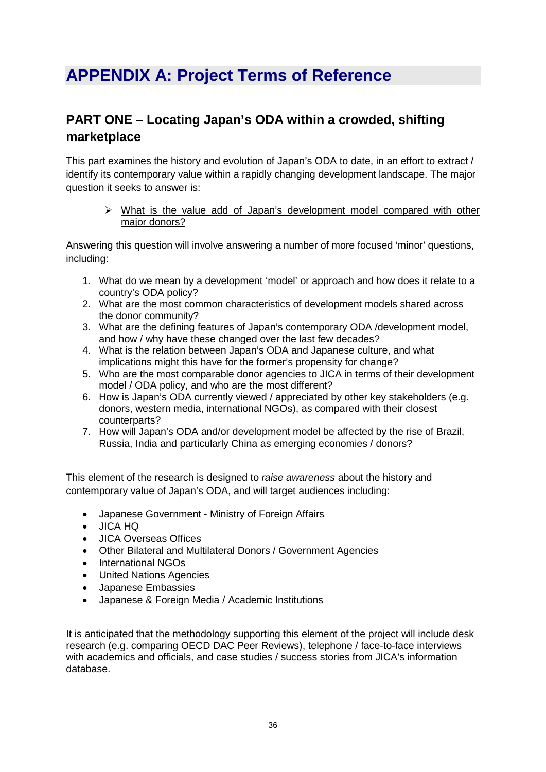# APPENDIX A: Project Terms of Reference

## PART ONE – Locating Japan's ODA within a crowded, shifting marketplace

This part examines the history and evolution of Japan's ODA to date, in an effort to extract / identify its contemporary value within a rapidly changing development landscape. The major question it seeks to answer is:

- <u>What is the value add of Japan's development model compared with other major donors?</u>

Answering this question will involve answering a number of more focused 'minor' questions, including:

1. What do we mean by a development 'model' or approach and how does it relate to a country's ODA policy?
2. What are the most common characteristics of development models shared across the donor community?
3. What are the defining features of Japan's contemporary ODA /development model, and how / why have these changed over the last few decades?
4. What is the relation between Japan's ODA and Japanese culture, and what implications might this have for the former's propensity for change?
5. Who are the most comparable donor agencies to JICA in terms of their development model / ODA policy, and who are the most different?
6. How is Japan's ODA currently viewed / appreciated by other key stakeholders (e.g. donors, western media, international NGOs), as compared with their closest counterparts?
7. How will Japan's ODA and/or development model be affected by the rise of Brazil, Russia, India and particularly China as emerging economies / donors?

This element of the research is designed to *raise awareness* about the history and contemporary value of Japan's ODA, and will target audiences including:

- Japanese Government - Ministry of Foreign Affairs
- JICA HQ
- JICA Overseas Offices
- Other Bilateral and Multilateral Donors / Government Agencies
- International NGOs
- United Nations Agencies
- Japanese Embassies
- Japanese & Foreign Media / Academic Institutions

It is anticipated that the methodology supporting this element of the project will include desk research (e.g. comparing OECD DAC Peer Reviews), telephone / face-to-face interviews with academics and officials, and case studies / success stories from JICA's information database.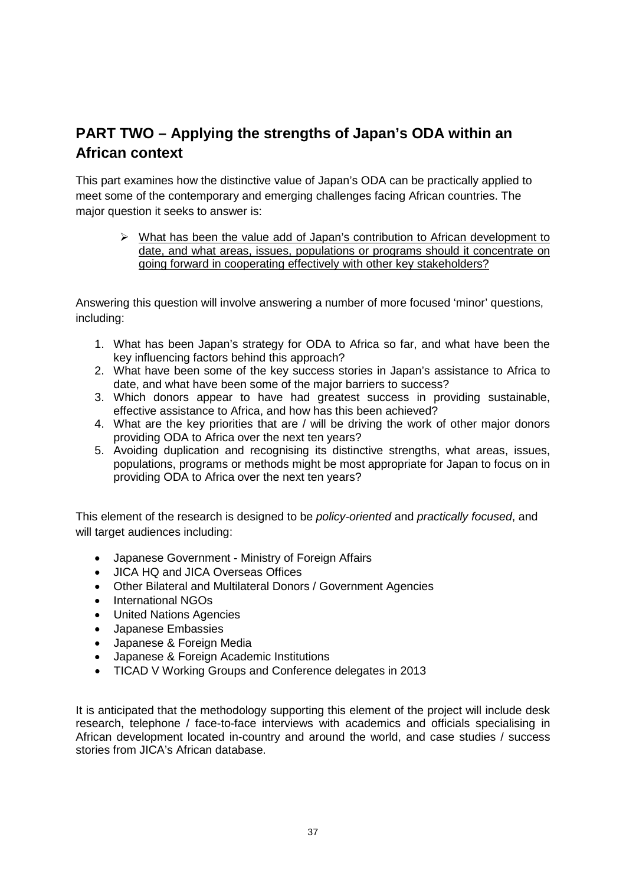## PART TWO – Applying the strengths of Japan's ODA within an African context

This part examines how the distinctive value of Japan's ODA can be practically applied to meet some of the contemporary and emerging challenges facing African countries. The major question it seeks to answer is:

- <u>What has been the value add of Japan's contribution to African development to date, and what areas, issues, populations or programs should it concentrate on going forward in cooperating effectively with other key stakeholders?</u>

Answering this question will involve answering a number of more focused 'minor' questions, including:

1. What has been Japan's strategy for ODA to Africa so far, and what have been the key influencing factors behind this approach?
2. What have been some of the key success stories in Japan's assistance to Africa to date, and what have been some of the major barriers to success?
3. Which donors appear to have had greatest success in providing sustainable, effective assistance to Africa, and how has this been achieved?
4. What are the key priorities that are / will be driving the work of other major donors providing ODA to Africa over the next ten years?
5. Avoiding duplication and recognising its distinctive strengths, what areas, issues, populations, programs or methods might be most appropriate for Japan to focus on in providing ODA to Africa over the next ten years?

This element of the research is designed to be *policy-oriented* and *practically focused*, and will target audiences including:

- Japanese Government - Ministry of Foreign Affairs
- JICA HQ and JICA Overseas Offices
- Other Bilateral and Multilateral Donors / Government Agencies
- International NGOs
- United Nations Agencies
- Japanese Embassies
- Japanese & Foreign Media
- Japanese & Foreign Academic Institutions
- TICAD V Working Groups and Conference delegates in 2013

It is anticipated that the methodology supporting this element of the project will include desk research, telephone / face-to-face interviews with academics and officials specialising in African development located in-country and around the world, and case studies / success stories from JICA's African database.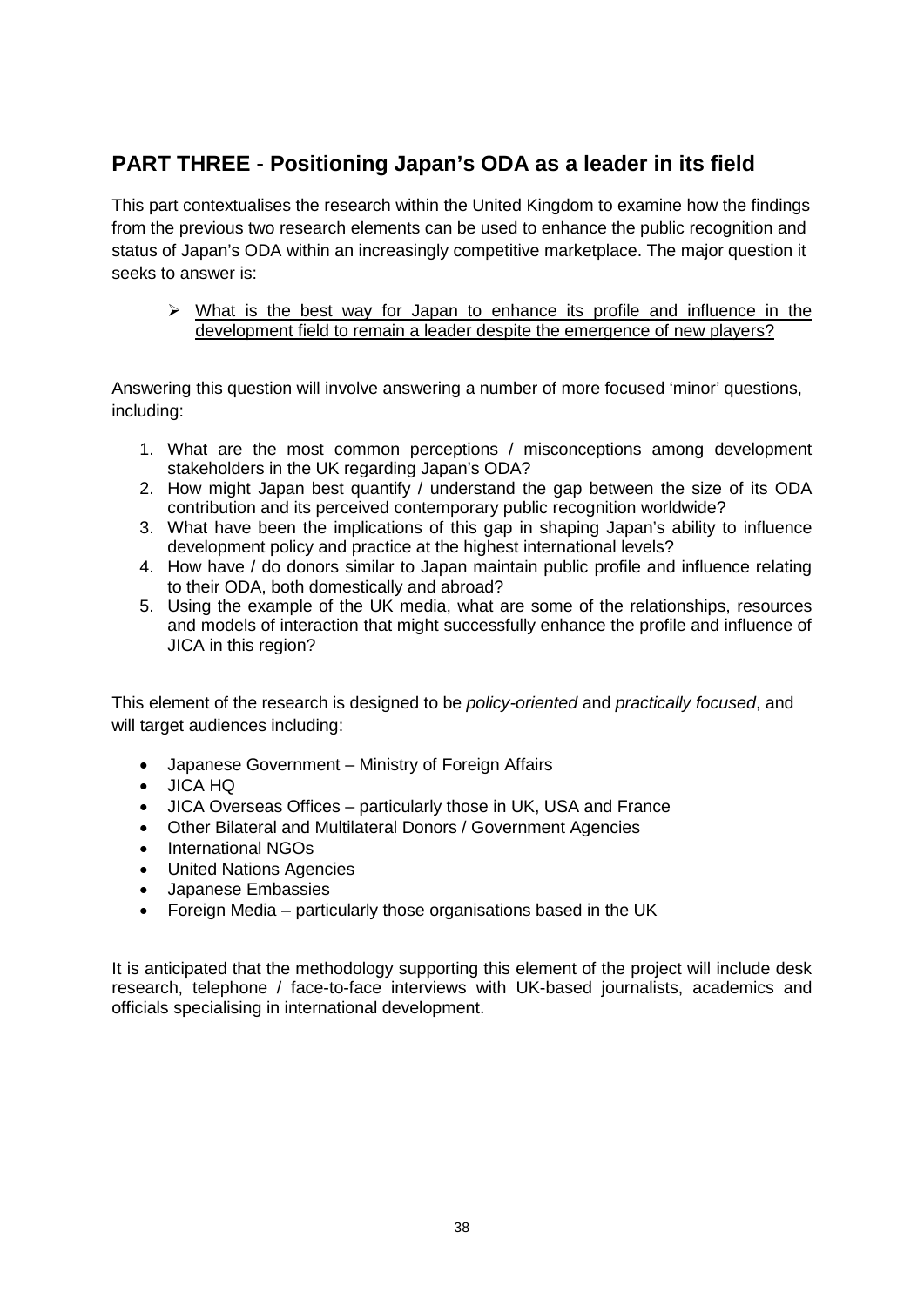## PART THREE - Positioning Japan's ODA as a leader in its field

This part contextualises the research within the United Kingdom to examine how the findings from the previous two research elements can be used to enhance the public recognition and status of Japan's ODA within an increasingly competitive marketplace. The major question it seeks to answer is:

- <u>What is the best way for Japan to enhance its profile and influence in the development field to remain a leader despite the emergence of new players?</u>

Answering this question will involve answering a number of more focused 'minor' questions, including:

1. What are the most common perceptions / misconceptions among development stakeholders in the UK regarding Japan's ODA?
2. How might Japan best quantify / understand the gap between the size of its ODA contribution and its perceived contemporary public recognition worldwide?
3. What have been the implications of this gap in shaping Japan's ability to influence development policy and practice at the highest international levels?
4. How have / do donors similar to Japan maintain public profile and influence relating to their ODA, both domestically and abroad?
5. Using the example of the UK media, what are some of the relationships, resources and models of interaction that might successfully enhance the profile and influence of JICA in this region?

This element of the research is designed to be *policy-oriented* and *practically focused*, and will target audiences including:

- Japanese Government – Ministry of Foreign Affairs
- JICA HQ
- JICA Overseas Offices – particularly those in UK, USA and France
- Other Bilateral and Multilateral Donors / Government Agencies
- International NGOs
- United Nations Agencies
- Japanese Embassies
- Foreign Media – particularly those organisations based in the UK

It is anticipated that the methodology supporting this element of the project will include desk research, telephone / face-to-face interviews with UK-based journalists, academics and officials specialising in international development.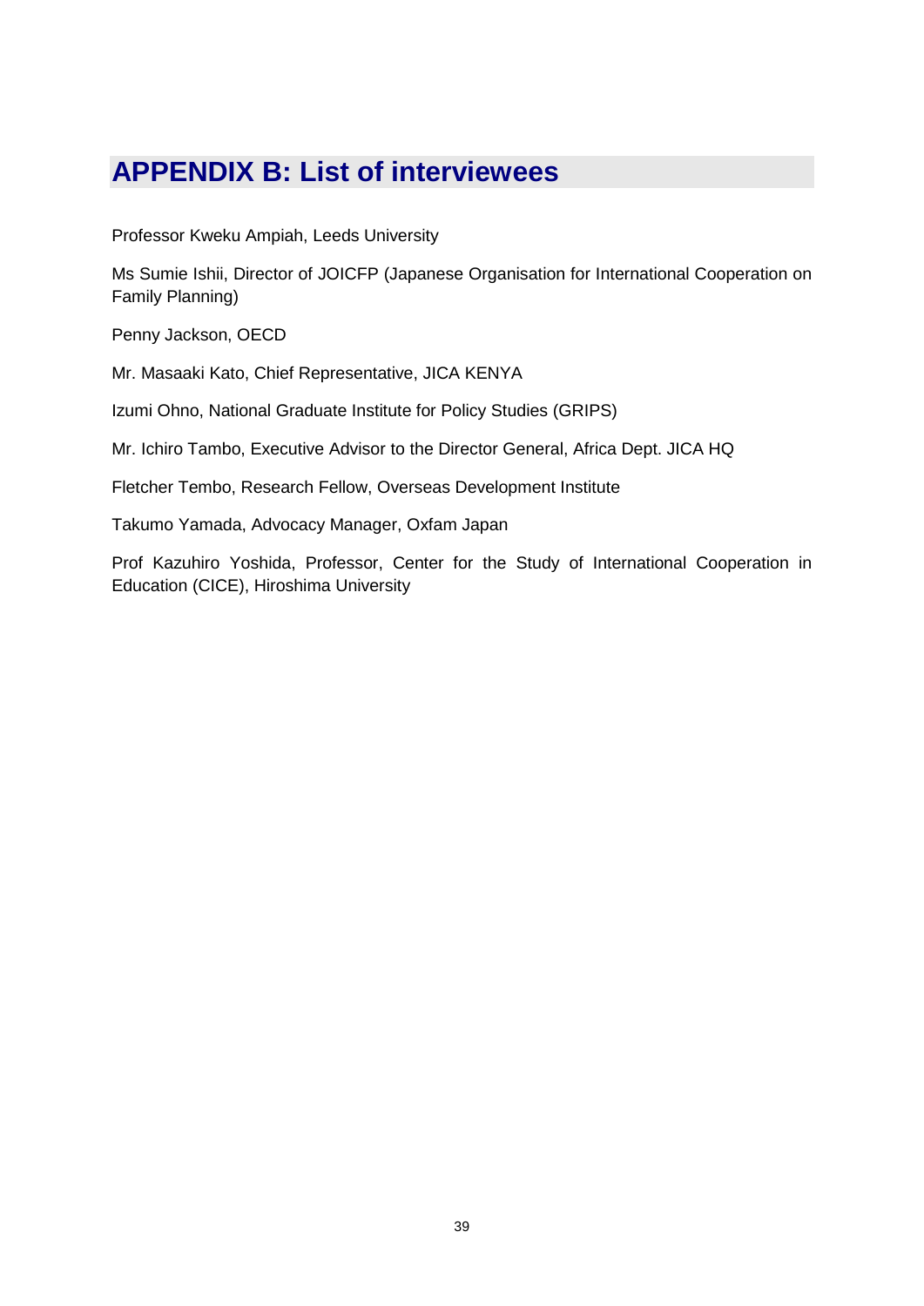# APPENDIX B: List of interviewees

Professor Kweku Ampiah, Leeds University

Ms Sumie Ishii, Director of JOICFP (Japanese Organisation for International Cooperation on Family Planning)

Penny Jackson, OECD

Mr. Masaaki Kato, Chief Representative, JICA KENYA

Izumi Ohno, National Graduate Institute for Policy Studies (GRIPS)

Mr. Ichiro Tambo, Executive Advisor to the Director General, Africa Dept. JICA HQ

Fletcher Tembo, Research Fellow, Overseas Development Institute

Takumo Yamada, Advocacy Manager, Oxfam Japan

Prof Kazuhiro Yoshida, Professor, Center for the Study of International Cooperation in Education (CICE), Hiroshima University